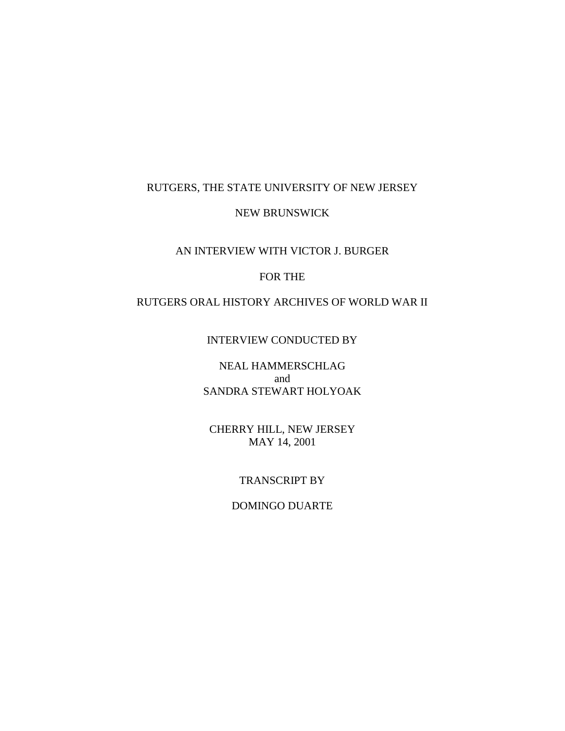RUTGERS, THE STATE UNIVERSITY OF NEW JERSEY

NEW BRUNSWICK

AN INTERVIEW WITH VICTOR J. BURGER

FOR THE

RUTGERS ORAL HISTORY ARCHIVES OF WORLD WAR II

INTERVIEW CONDUCTED BY

NEAL HAMMERSCHLAG
and
SANDRA STEWART HOLYOAK

CHERRY HILL, NEW JERSEY
MAY 14, 2001

TRANSCRIPT BY

DOMINGO DUARTE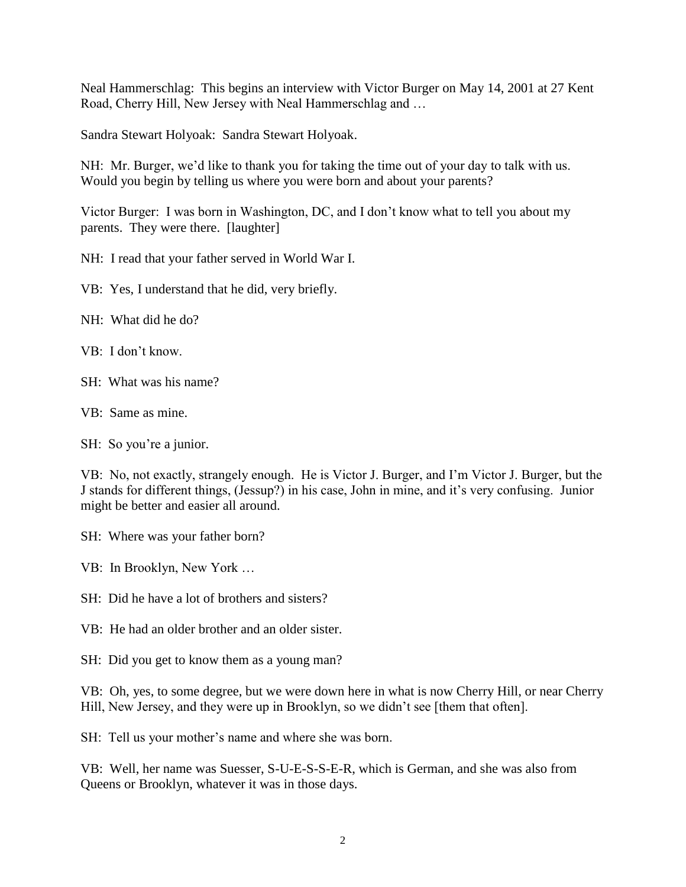Neal Hammerschlag: This begins an interview with Victor Burger on May 14, 2001 at 27 Kent Road, Cherry Hill, New Jersey with Neal Hammerschlag and …

Sandra Stewart Holyoak: Sandra Stewart Holyoak.

NH: Mr. Burger, we'd like to thank you for taking the time out of your day to talk with us. Would you begin by telling us where you were born and about your parents?

Victor Burger: I was born in Washington, DC, and I don't know what to tell you about my parents. They were there. [laughter]

NH: I read that your father served in World War I.

VB: Yes, I understand that he did, very briefly.

NH: What did he do?

VB: I don't know.

SH: What was his name?

VB: Same as mine.

SH: So you're a junior.

VB: No, not exactly, strangely enough. He is Victor J. Burger, and I'm Victor J. Burger, but the J stands for different things, (Jessup?) in his case, John in mine, and it's very confusing. Junior might be better and easier all around.

SH: Where was your father born?

VB: In Brooklyn, New York …

SH: Did he have a lot of brothers and sisters?

VB: He had an older brother and an older sister.

SH: Did you get to know them as a young man?

VB: Oh, yes, to some degree, but we were down here in what is now Cherry Hill, or near Cherry Hill, New Jersey, and they were up in Brooklyn, so we didn't see [them that often].

SH: Tell us your mother's name and where she was born.

VB: Well, her name was Suesser, S-U-E-S-S-E-R, which is German, and she was also from Queens or Brooklyn, whatever it was in those days.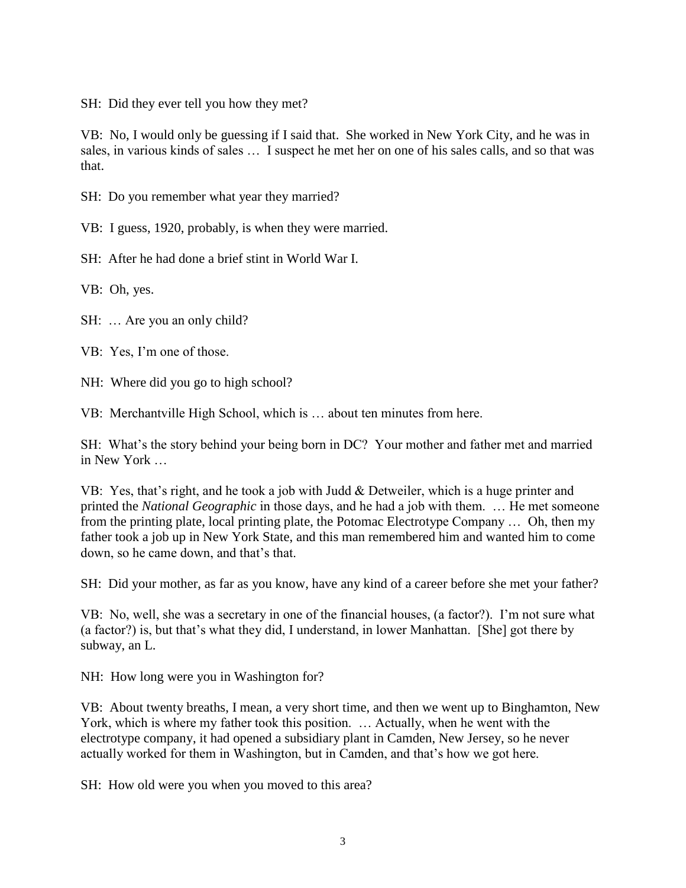SH: Did they ever tell you how they met?

VB: No, I would only be guessing if I said that. She worked in New York City, and he was in sales, in various kinds of sales … I suspect he met her on one of his sales calls, and so that was that.

SH: Do you remember what year they married?

VB: I guess, 1920, probably, is when they were married.

SH: After he had done a brief stint in World War I.

VB: Oh, yes.

SH: … Are you an only child?

VB: Yes, I'm one of those.

NH: Where did you go to high school?

VB: Merchantville High School, which is … about ten minutes from here.

SH: What's the story behind your being born in DC? Your mother and father met and married in New York …

VB: Yes, that's right, and he took a job with Judd & Detweiler, which is a huge printer and printed the *National Geographic* in those days, and he had a job with them. … He met someone from the printing plate, local printing plate, the Potomac Electrotype Company … Oh, then my father took a job up in New York State, and this man remembered him and wanted him to come down, so he came down, and that's that.

SH: Did your mother, as far as you know, have any kind of a career before she met your father?

VB: No, well, she was a secretary in one of the financial houses, (a factor?). I'm not sure what (a factor?) is, but that's what they did, I understand, in lower Manhattan. [She] got there by subway, an L.

NH: How long were you in Washington for?

VB: About twenty breaths, I mean, a very short time, and then we went up to Binghamton, New York, which is where my father took this position. … Actually, when he went with the electrotype company, it had opened a subsidiary plant in Camden, New Jersey, so he never actually worked for them in Washington, but in Camden, and that's how we got here.

SH: How old were you when you moved to this area?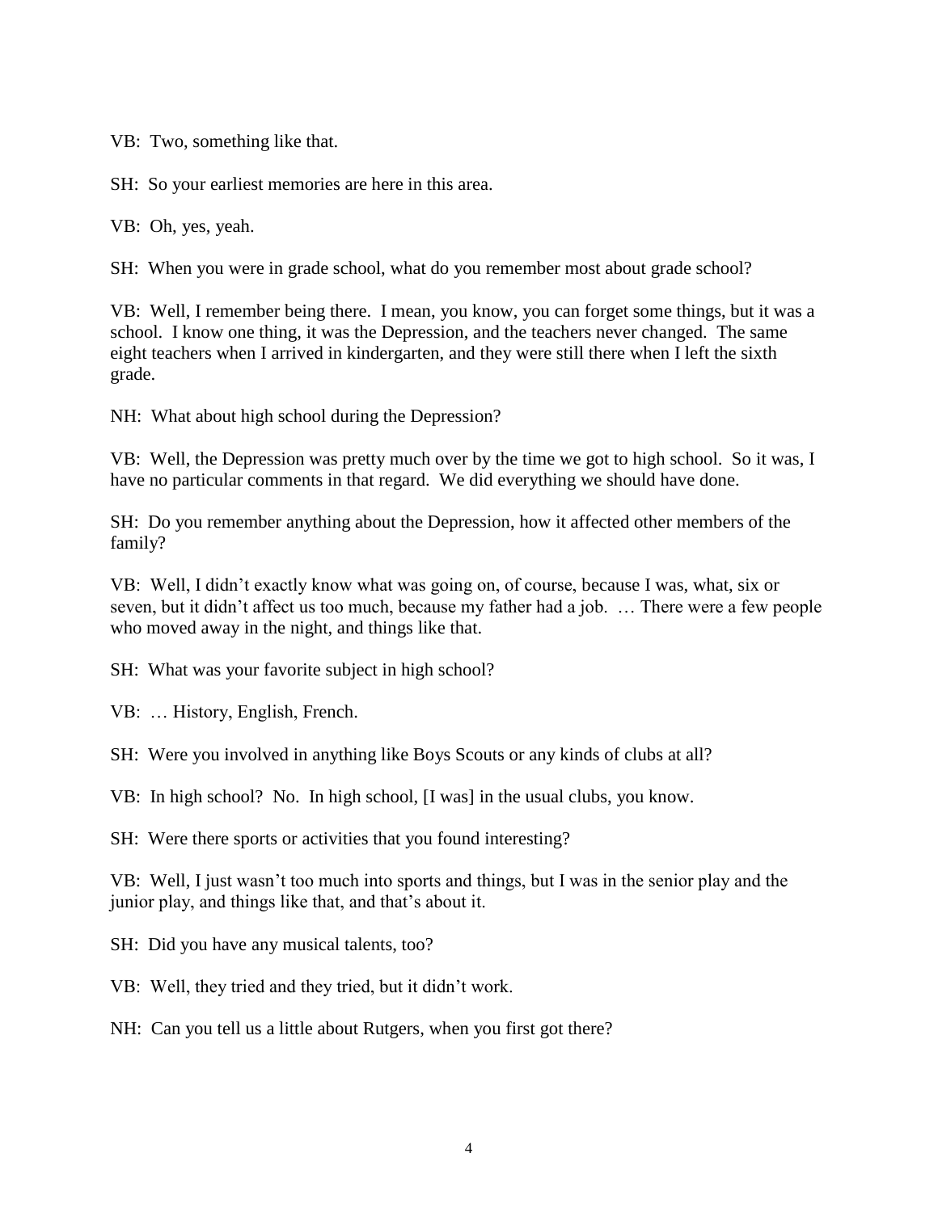VB: Two, something like that.

SH: So your earliest memories are here in this area.

VB: Oh, yes, yeah.

SH: When you were in grade school, what do you remember most about grade school?

VB: Well, I remember being there. I mean, you know, you can forget some things, but it was a school. I know one thing, it was the Depression, and the teachers never changed. The same eight teachers when I arrived in kindergarten, and they were still there when I left the sixth grade.

NH: What about high school during the Depression?

VB: Well, the Depression was pretty much over by the time we got to high school. So it was, I have no particular comments in that regard. We did everything we should have done.

SH: Do you remember anything about the Depression, how it affected other members of the family?

VB: Well, I didn't exactly know what was going on, of course, because I was, what, six or seven, but it didn't affect us too much, because my father had a job. … There were a few people who moved away in the night, and things like that.

SH: What was your favorite subject in high school?

VB: … History, English, French.

SH: Were you involved in anything like Boys Scouts or any kinds of clubs at all?

VB: In high school? No. In high school, [I was] in the usual clubs, you know.

SH: Were there sports or activities that you found interesting?

VB: Well, I just wasn't too much into sports and things, but I was in the senior play and the junior play, and things like that, and that's about it.

SH: Did you have any musical talents, too?

VB: Well, they tried and they tried, but it didn't work.

NH: Can you tell us a little about Rutgers, when you first got there?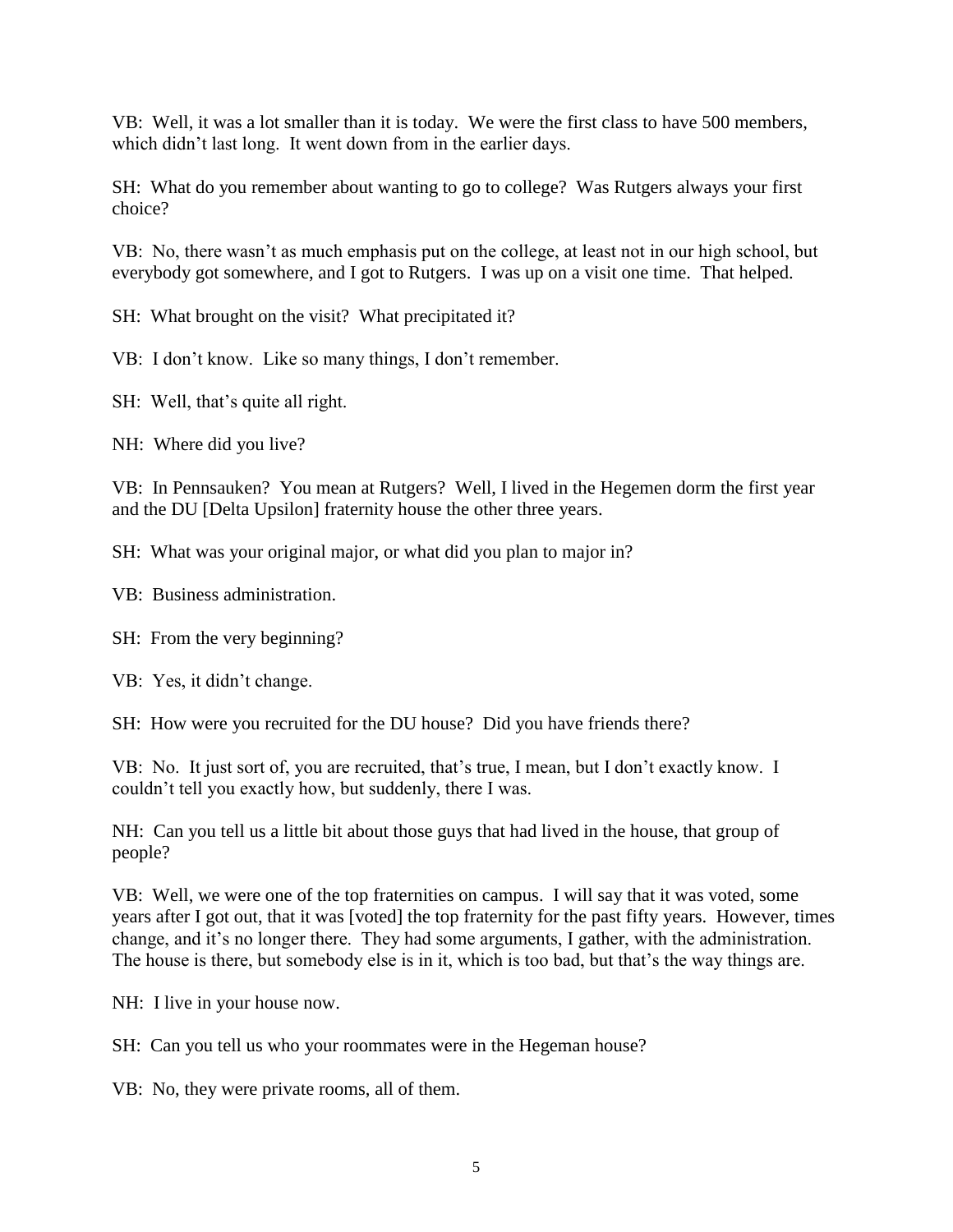VB: Well, it was a lot smaller than it is today. We were the first class to have 500 members, which didn't last long. It went down from in the earlier days.

SH: What do you remember about wanting to go to college? Was Rutgers always your first choice?

VB: No, there wasn't as much emphasis put on the college, at least not in our high school, but everybody got somewhere, and I got to Rutgers. I was up on a visit one time. That helped.

SH: What brought on the visit? What precipitated it?

VB: I don't know. Like so many things, I don't remember.

SH: Well, that's quite all right.

NH: Where did you live?

VB: In Pennsauken? You mean at Rutgers? Well, I lived in the Hegemen dorm the first year and the DU [Delta Upsilon] fraternity house the other three years.

SH: What was your original major, or what did you plan to major in?

VB: Business administration.

SH: From the very beginning?

VB: Yes, it didn't change.

SH: How were you recruited for the DU house? Did you have friends there?

VB: No. It just sort of, you are recruited, that's true, I mean, but I don't exactly know. I couldn't tell you exactly how, but suddenly, there I was.

NH: Can you tell us a little bit about those guys that had lived in the house, that group of people?

VB: Well, we were one of the top fraternities on campus. I will say that it was voted, some years after I got out, that it was [voted] the top fraternity for the past fifty years. However, times change, and it's no longer there. They had some arguments, I gather, with the administration. The house is there, but somebody else is in it, which is too bad, but that's the way things are.

NH: I live in your house now.

SH: Can you tell us who your roommates were in the Hegeman house?

VB: No, they were private rooms, all of them.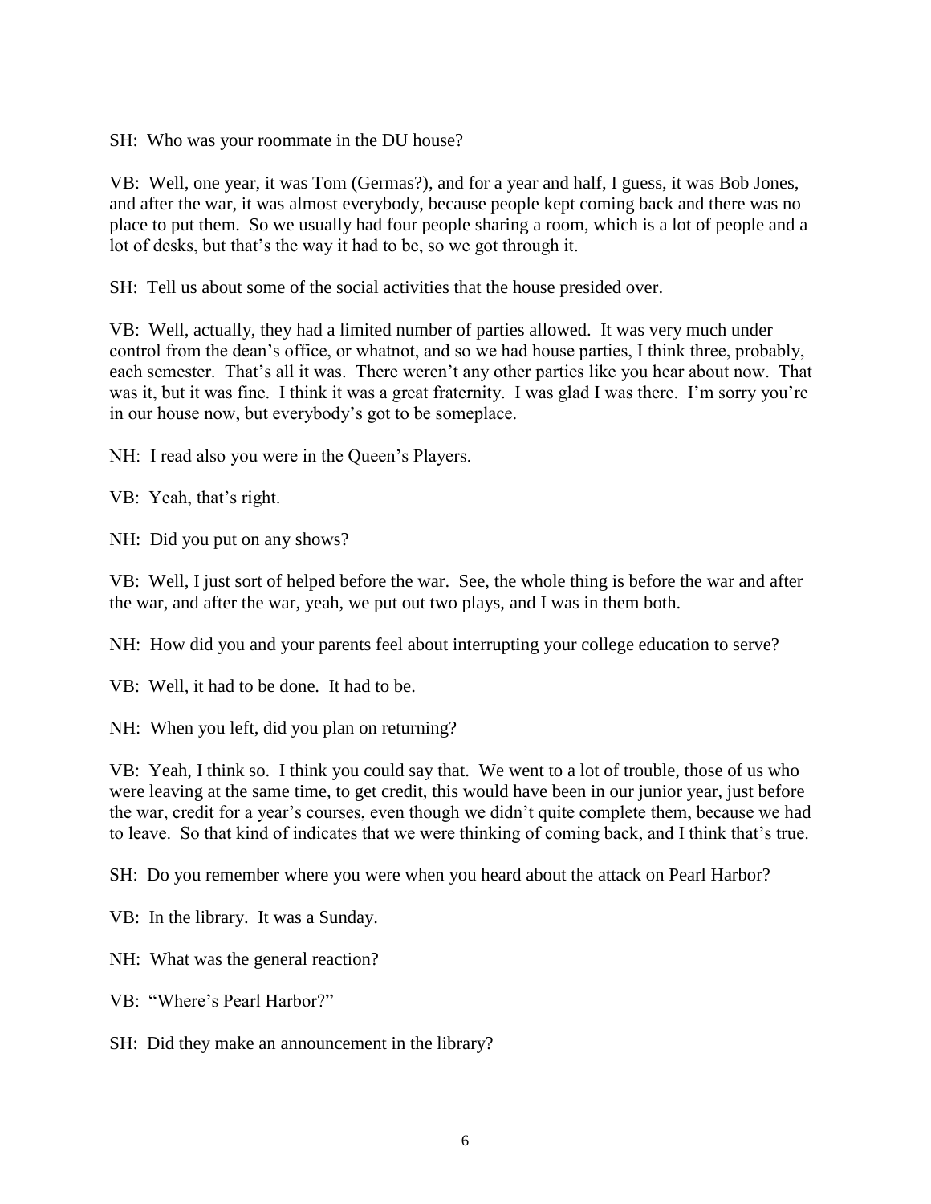SH: Who was your roommate in the DU house?

VB: Well, one year, it was Tom (Germas?), and for a year and half, I guess, it was Bob Jones, and after the war, it was almost everybody, because people kept coming back and there was no place to put them. So we usually had four people sharing a room, which is a lot of people and a lot of desks, but that's the way it had to be, so we got through it.

SH: Tell us about some of the social activities that the house presided over.

VB: Well, actually, they had a limited number of parties allowed. It was very much under control from the dean's office, or whatnot, and so we had house parties, I think three, probably, each semester. That's all it was. There weren't any other parties like you hear about now. That was it, but it was fine. I think it was a great fraternity. I was glad I was there. I'm sorry you're in our house now, but everybody's got to be someplace.

NH: I read also you were in the Queen's Players.

VB: Yeah, that's right.

NH: Did you put on any shows?

VB: Well, I just sort of helped before the war. See, the whole thing is before the war and after the war, and after the war, yeah, we put out two plays, and I was in them both.

NH: How did you and your parents feel about interrupting your college education to serve?

VB: Well, it had to be done. It had to be.

NH: When you left, did you plan on returning?

VB: Yeah, I think so. I think you could say that. We went to a lot of trouble, those of us who were leaving at the same time, to get credit, this would have been in our junior year, just before the war, credit for a year's courses, even though we didn't quite complete them, because we had to leave. So that kind of indicates that we were thinking of coming back, and I think that's true.

SH: Do you remember where you were when you heard about the attack on Pearl Harbor?

VB: In the library. It was a Sunday.

NH: What was the general reaction?

VB: "Where's Pearl Harbor?"

SH: Did they make an announcement in the library?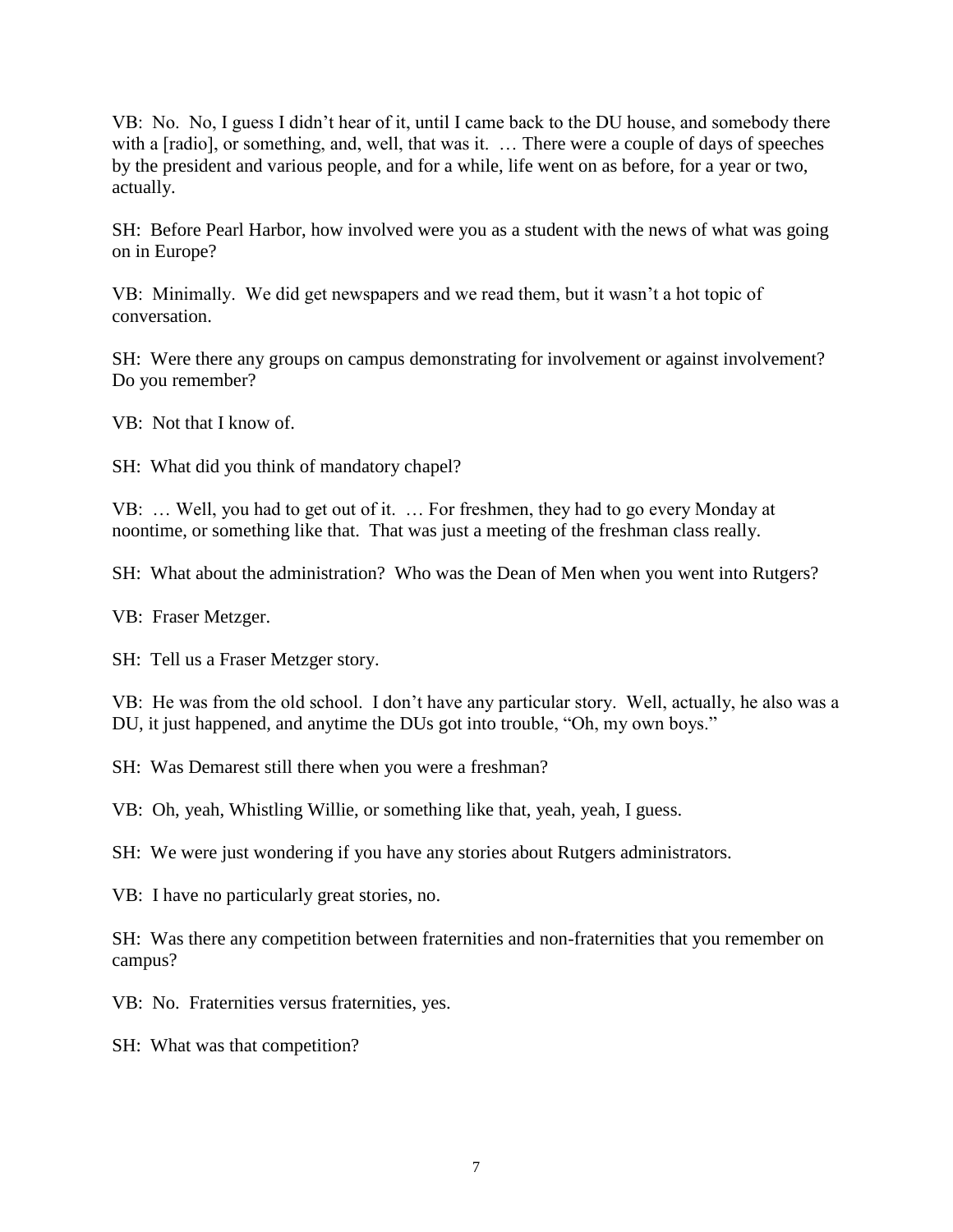VB: No. No, I guess I didn't hear of it, until I came back to the DU house, and somebody there with a [radio], or something, and, well, that was it. … There were a couple of days of speeches by the president and various people, and for a while, life went on as before, for a year or two, actually.

SH: Before Pearl Harbor, how involved were you as a student with the news of what was going on in Europe?

VB: Minimally. We did get newspapers and we read them, but it wasn't a hot topic of conversation.

SH: Were there any groups on campus demonstrating for involvement or against involvement? Do you remember?

VB: Not that I know of.

SH: What did you think of mandatory chapel?

VB: … Well, you had to get out of it. … For freshmen, they had to go every Monday at noontime, or something like that. That was just a meeting of the freshman class really.

SH: What about the administration? Who was the Dean of Men when you went into Rutgers?

VB: Fraser Metzger.

SH: Tell us a Fraser Metzger story.

VB: He was from the old school. I don't have any particular story. Well, actually, he also was a DU, it just happened, and anytime the DUs got into trouble, "Oh, my own boys."

SH: Was Demarest still there when you were a freshman?

VB: Oh, yeah, Whistling Willie, or something like that, yeah, yeah, I guess.

SH: We were just wondering if you have any stories about Rutgers administrators.

VB: I have no particularly great stories, no.

SH: Was there any competition between fraternities and non-fraternities that you remember on campus?

VB: No. Fraternities versus fraternities, yes.

SH: What was that competition?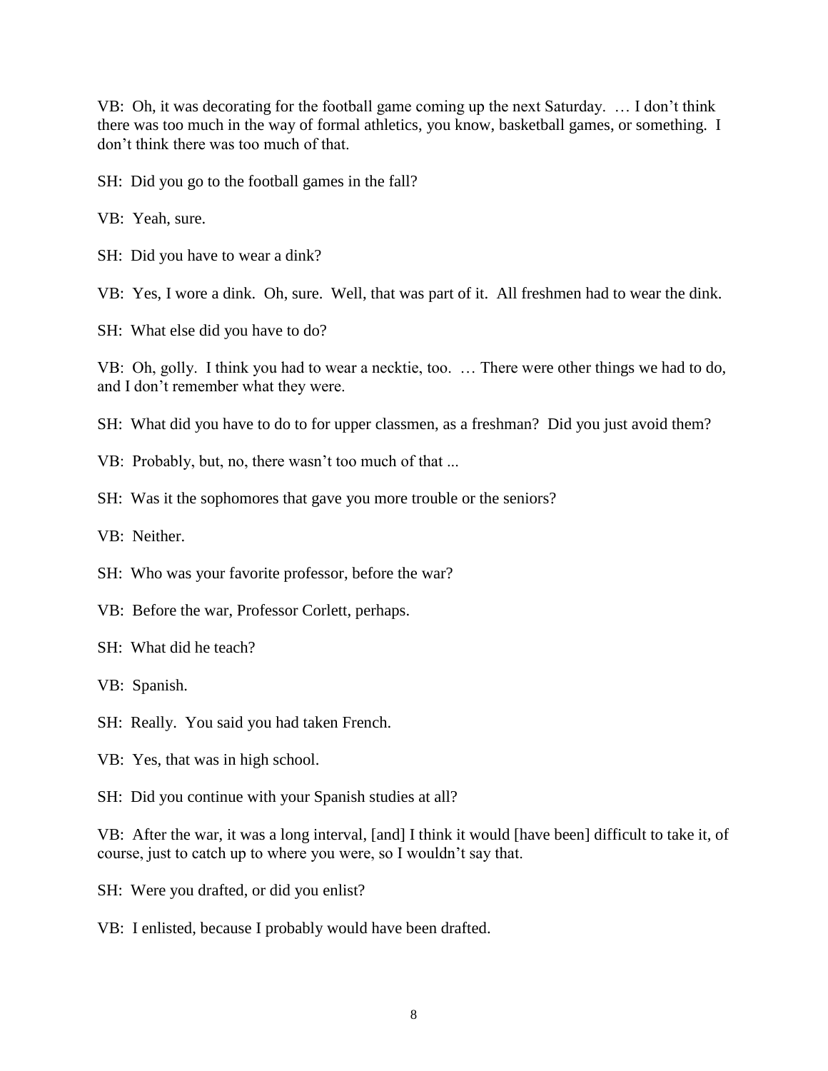VB: Oh, it was decorating for the football game coming up the next Saturday. … I don't think there was too much in the way of formal athletics, you know, basketball games, or something. I don't think there was too much of that.

SH: Did you go to the football games in the fall?

VB: Yeah, sure.

SH: Did you have to wear a dink?

VB: Yes, I wore a dink. Oh, sure. Well, that was part of it. All freshmen had to wear the dink.

SH: What else did you have to do?

VB: Oh, golly. I think you had to wear a necktie, too. … There were other things we had to do, and I don't remember what they were.

SH: What did you have to do to for upper classmen, as a freshman? Did you just avoid them?

VB: Probably, but, no, there wasn't too much of that ...

SH: Was it the sophomores that gave you more trouble or the seniors?

VB: Neither.

SH: Who was your favorite professor, before the war?

VB: Before the war, Professor Corlett, perhaps.

SH: What did he teach?

VB: Spanish.

SH: Really. You said you had taken French.

VB: Yes, that was in high school.

SH: Did you continue with your Spanish studies at all?

VB: After the war, it was a long interval, [and] I think it would [have been] difficult to take it, of course, just to catch up to where you were, so I wouldn't say that.

SH: Were you drafted, or did you enlist?

VB: I enlisted, because I probably would have been drafted.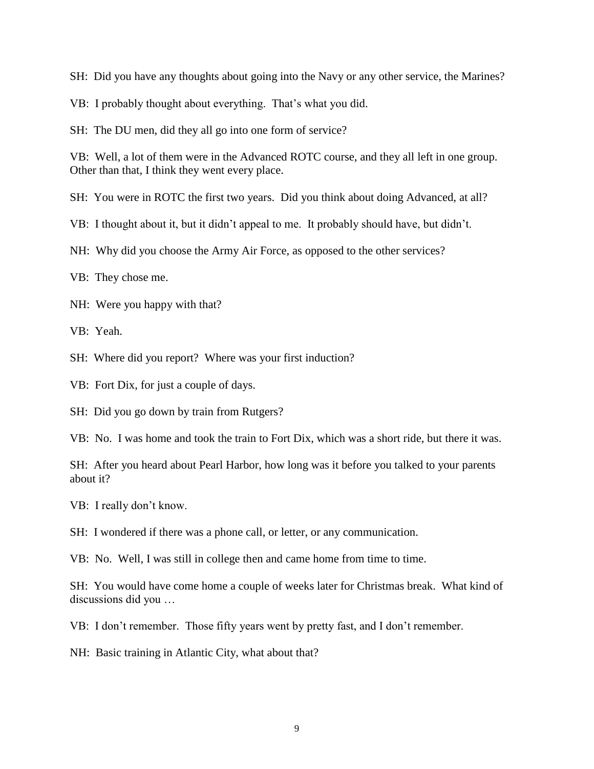SH: Did you have any thoughts about going into the Navy or any other service, the Marines?

VB: I probably thought about everything. That's what you did.

SH: The DU men, did they all go into one form of service?

VB: Well, a lot of them were in the Advanced ROTC course, and they all left in one group. Other than that, I think they went every place.

SH: You were in ROTC the first two years. Did you think about doing Advanced, at all?

VB: I thought about it, but it didn't appeal to me. It probably should have, but didn't.

NH: Why did you choose the Army Air Force, as opposed to the other services?

VB: They chose me.

NH: Were you happy with that?

VB: Yeah.

SH: Where did you report? Where was your first induction?

VB: Fort Dix, for just a couple of days.

SH: Did you go down by train from Rutgers?

VB: No. I was home and took the train to Fort Dix, which was a short ride, but there it was.

SH: After you heard about Pearl Harbor, how long was it before you talked to your parents about it?

VB: I really don't know.

SH: I wondered if there was a phone call, or letter, or any communication.

VB: No. Well, I was still in college then and came home from time to time.

SH: You would have come home a couple of weeks later for Christmas break. What kind of discussions did you …

VB: I don't remember. Those fifty years went by pretty fast, and I don't remember.

NH: Basic training in Atlantic City, what about that?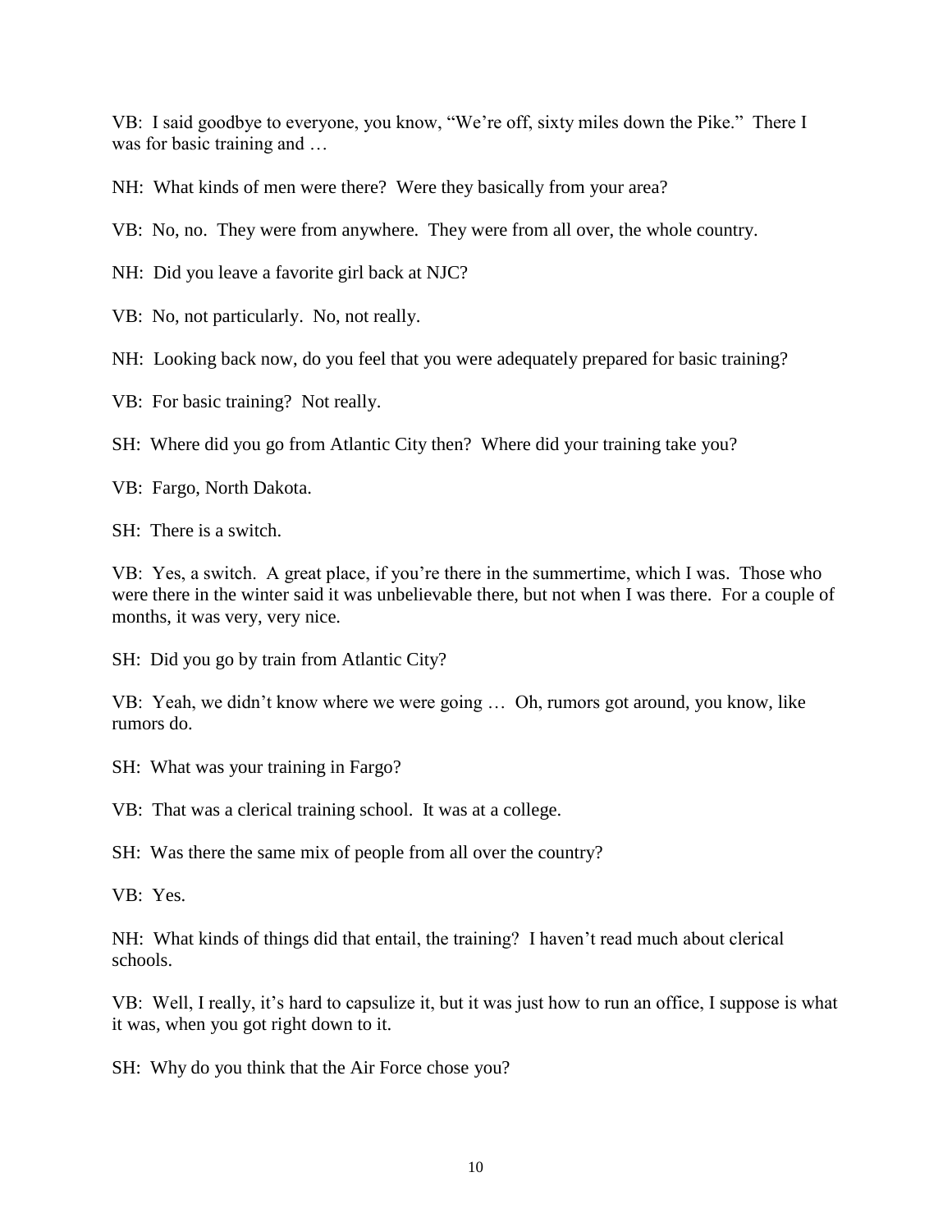VB: I said goodbye to everyone, you know, "We're off, sixty miles down the Pike." There I was for basic training and …

NH: What kinds of men were there? Were they basically from your area?

VB: No, no. They were from anywhere. They were from all over, the whole country.

NH: Did you leave a favorite girl back at NJC?

VB: No, not particularly. No, not really.

NH: Looking back now, do you feel that you were adequately prepared for basic training?

VB: For basic training? Not really.

SH: Where did you go from Atlantic City then? Where did your training take you?

VB: Fargo, North Dakota.

SH: There is a switch.

VB: Yes, a switch. A great place, if you're there in the summertime, which I was. Those who were there in the winter said it was unbelievable there, but not when I was there. For a couple of months, it was very, very nice.

SH: Did you go by train from Atlantic City?

VB: Yeah, we didn't know where we were going … Oh, rumors got around, you know, like rumors do.

SH: What was your training in Fargo?

VB: That was a clerical training school. It was at a college.

SH: Was there the same mix of people from all over the country?

VB: Yes.

NH: What kinds of things did that entail, the training? I haven't read much about clerical schools.

VB: Well, I really, it's hard to capsulize it, but it was just how to run an office, I suppose is what it was, when you got right down to it.

SH: Why do you think that the Air Force chose you?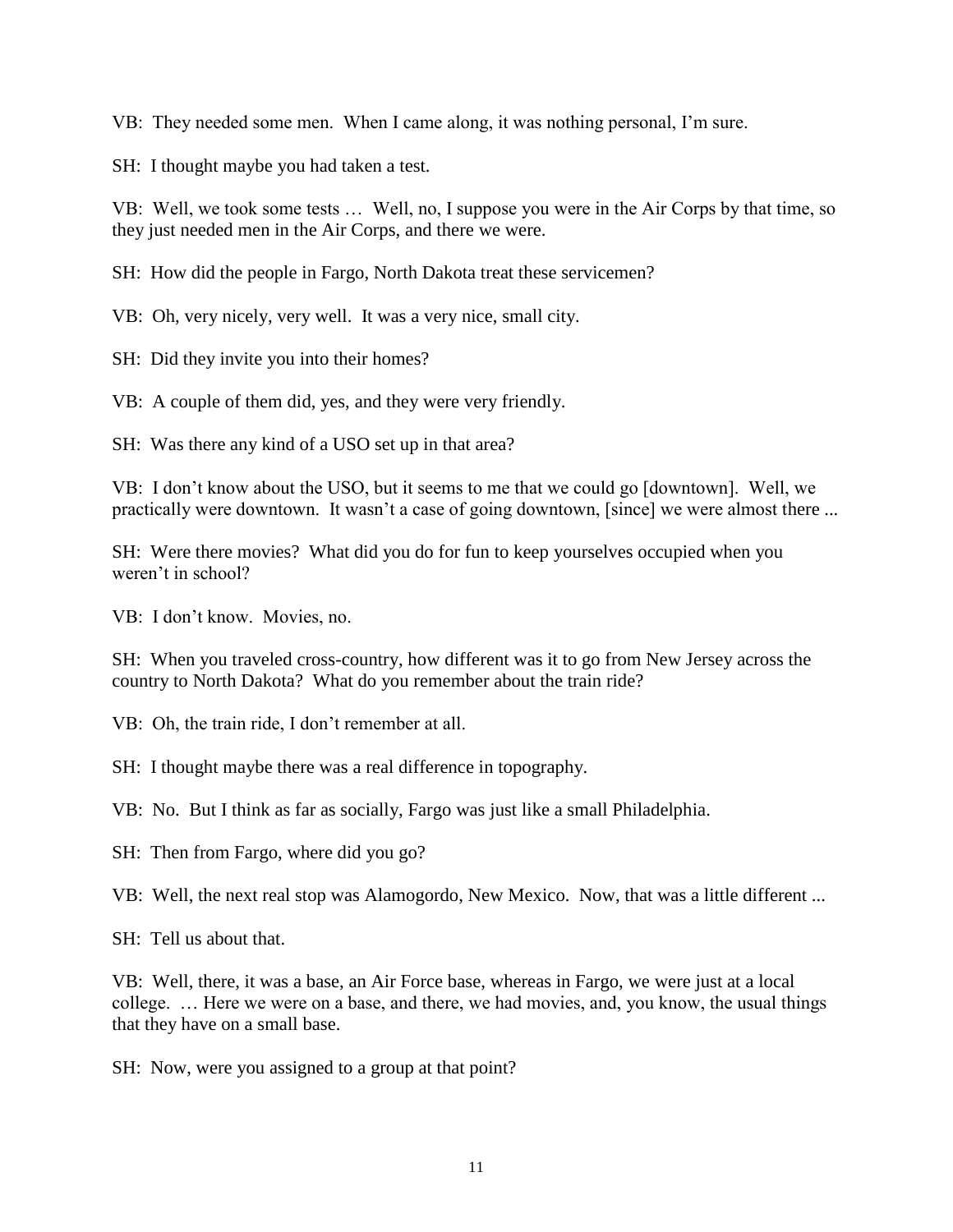VB: They needed some men. When I came along, it was nothing personal, I'm sure.

SH: I thought maybe you had taken a test.

VB: Well, we took some tests … Well, no, I suppose you were in the Air Corps by that time, so they just needed men in the Air Corps, and there we were.

SH: How did the people in Fargo, North Dakota treat these servicemen?

VB: Oh, very nicely, very well. It was a very nice, small city.

SH: Did they invite you into their homes?

VB: A couple of them did, yes, and they were very friendly.

SH: Was there any kind of a USO set up in that area?

VB: I don't know about the USO, but it seems to me that we could go [downtown]. Well, we practically were downtown. It wasn't a case of going downtown, [since] we were almost there ...

SH: Were there movies? What did you do for fun to keep yourselves occupied when you weren't in school?

VB: I don't know. Movies, no.

SH: When you traveled cross-country, how different was it to go from New Jersey across the country to North Dakota? What do you remember about the train ride?

VB: Oh, the train ride, I don't remember at all.

SH: I thought maybe there was a real difference in topography.

VB: No. But I think as far as socially, Fargo was just like a small Philadelphia.

SH: Then from Fargo, where did you go?

VB: Well, the next real stop was Alamogordo, New Mexico. Now, that was a little different ...

SH: Tell us about that.

VB: Well, there, it was a base, an Air Force base, whereas in Fargo, we were just at a local college. … Here we were on a base, and there, we had movies, and, you know, the usual things that they have on a small base.

SH: Now, were you assigned to a group at that point?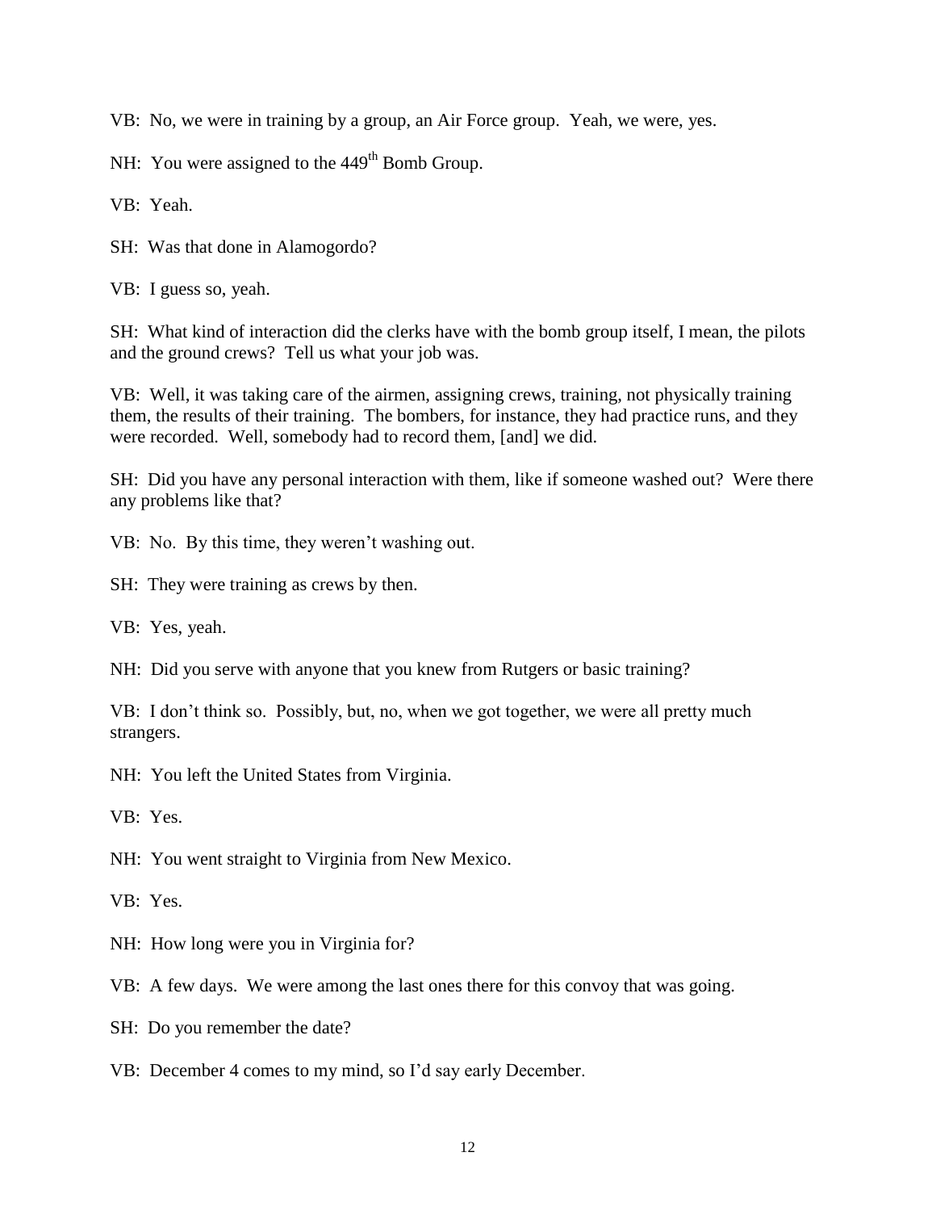VB: No, we were in training by a group, an Air Force group. Yeah, we were, yes.

NH: You were assigned to the 449th Bomb Group.

VB: Yeah.

SH: Was that done in Alamogordo?

VB: I guess so, yeah.

SH: What kind of interaction did the clerks have with the bomb group itself, I mean, the pilots and the ground crews? Tell us what your job was.

VB: Well, it was taking care of the airmen, assigning crews, training, not physically training them, the results of their training. The bombers, for instance, they had practice runs, and they were recorded. Well, somebody had to record them, [and] we did.

SH: Did you have any personal interaction with them, like if someone washed out? Were there any problems like that?

VB: No. By this time, they weren't washing out.

SH: They were training as crews by then.

VB: Yes, yeah.

NH: Did you serve with anyone that you knew from Rutgers or basic training?

VB: I don't think so. Possibly, but, no, when we got together, we were all pretty much strangers.

NH: You left the United States from Virginia.

VB: Yes.

NH: You went straight to Virginia from New Mexico.

VB: Yes.

NH: How long were you in Virginia for?

VB: A few days. We were among the last ones there for this convoy that was going.

SH: Do you remember the date?

VB: December 4 comes to my mind, so I'd say early December.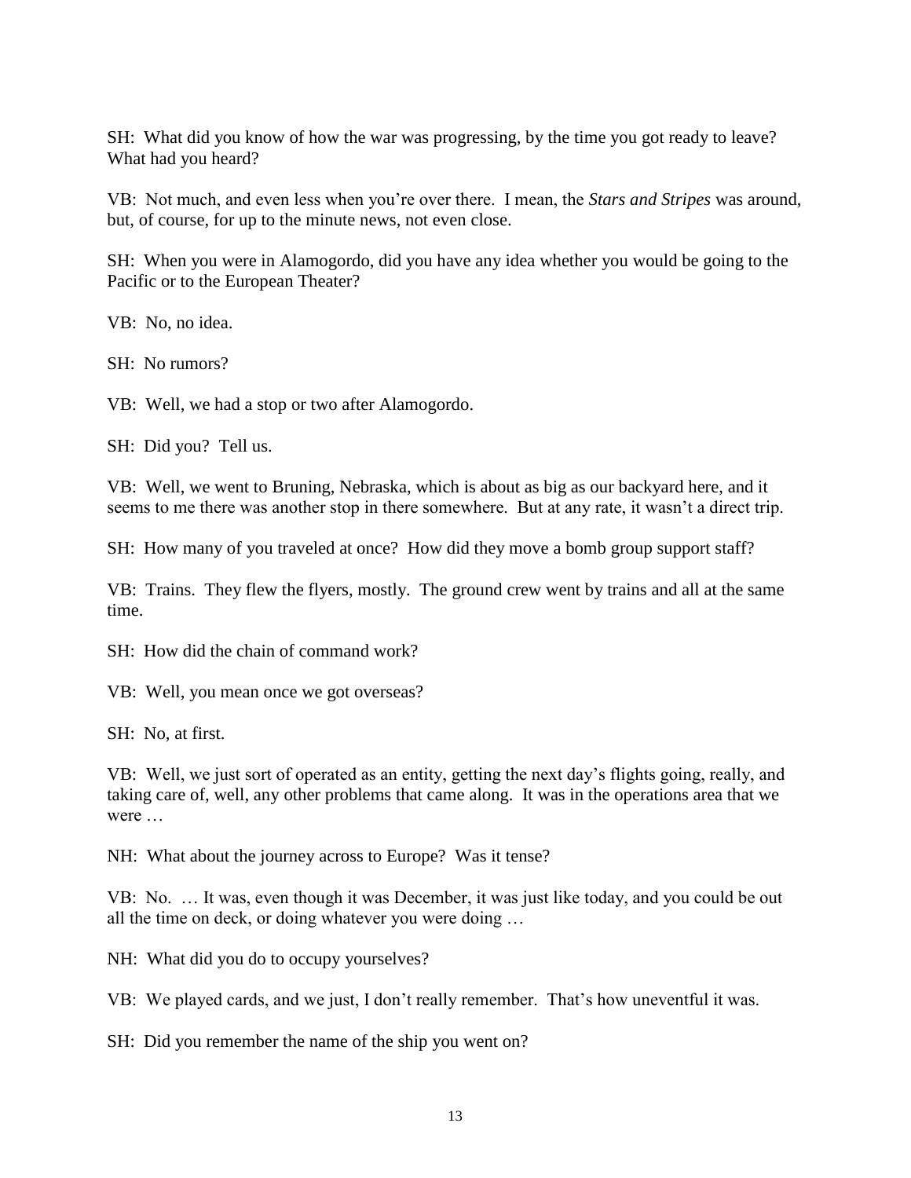SH: What did you know of how the war was progressing, by the time you got ready to leave? What had you heard?

VB: Not much, and even less when you're over there. I mean, the *Stars and Stripes* was around, but, of course, for up to the minute news, not even close.

SH: When you were in Alamogordo, did you have any idea whether you would be going to the Pacific or to the European Theater?

VB: No, no idea.

SH: No rumors?

VB: Well, we had a stop or two after Alamogordo.

SH: Did you? Tell us.

VB: Well, we went to Bruning, Nebraska, which is about as big as our backyard here, and it seems to me there was another stop in there somewhere. But at any rate, it wasn't a direct trip.

SH: How many of you traveled at once? How did they move a bomb group support staff?

VB: Trains. They flew the flyers, mostly. The ground crew went by trains and all at the same time.

SH: How did the chain of command work?

VB: Well, you mean once we got overseas?

SH: No, at first.

VB: Well, we just sort of operated as an entity, getting the next day's flights going, really, and taking care of, well, any other problems that came along. It was in the operations area that we were …

NH: What about the journey across to Europe? Was it tense?

VB: No. … It was, even though it was December, it was just like today, and you could be out all the time on deck, or doing whatever you were doing …

NH: What did you do to occupy yourselves?

VB: We played cards, and we just, I don't really remember. That's how uneventful it was.

SH: Did you remember the name of the ship you went on?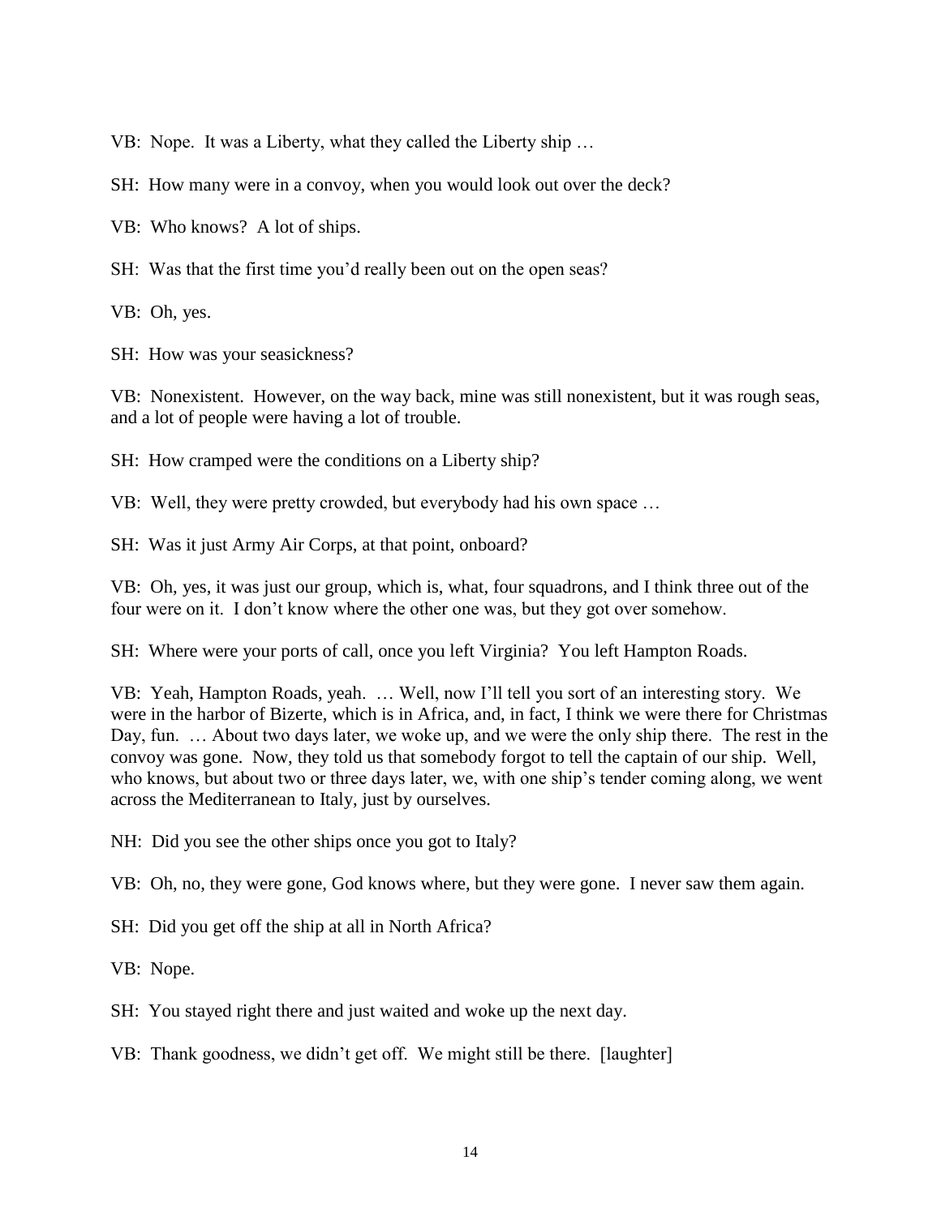VB: Nope. It was a Liberty, what they called the Liberty ship …

SH: How many were in a convoy, when you would look out over the deck?

VB: Who knows? A lot of ships.

SH: Was that the first time you'd really been out on the open seas?

VB: Oh, yes.

SH: How was your seasickness?

VB: Nonexistent. However, on the way back, mine was still nonexistent, but it was rough seas, and a lot of people were having a lot of trouble.

SH: How cramped were the conditions on a Liberty ship?

VB: Well, they were pretty crowded, but everybody had his own space …

SH: Was it just Army Air Corps, at that point, onboard?

VB: Oh, yes, it was just our group, which is, what, four squadrons, and I think three out of the four were on it. I don't know where the other one was, but they got over somehow.

SH: Where were your ports of call, once you left Virginia? You left Hampton Roads.

VB: Yeah, Hampton Roads, yeah. … Well, now I'll tell you sort of an interesting story. We were in the harbor of Bizerte, which is in Africa, and, in fact, I think we were there for Christmas Day, fun. … About two days later, we woke up, and we were the only ship there. The rest in the convoy was gone. Now, they told us that somebody forgot to tell the captain of our ship. Well, who knows, but about two or three days later, we, with one ship's tender coming along, we went across the Mediterranean to Italy, just by ourselves.

NH: Did you see the other ships once you got to Italy?

VB: Oh, no, they were gone, God knows where, but they were gone. I never saw them again.

SH: Did you get off the ship at all in North Africa?

VB: Nope.

SH: You stayed right there and just waited and woke up the next day.

VB: Thank goodness, we didn't get off. We might still be there. [laughter]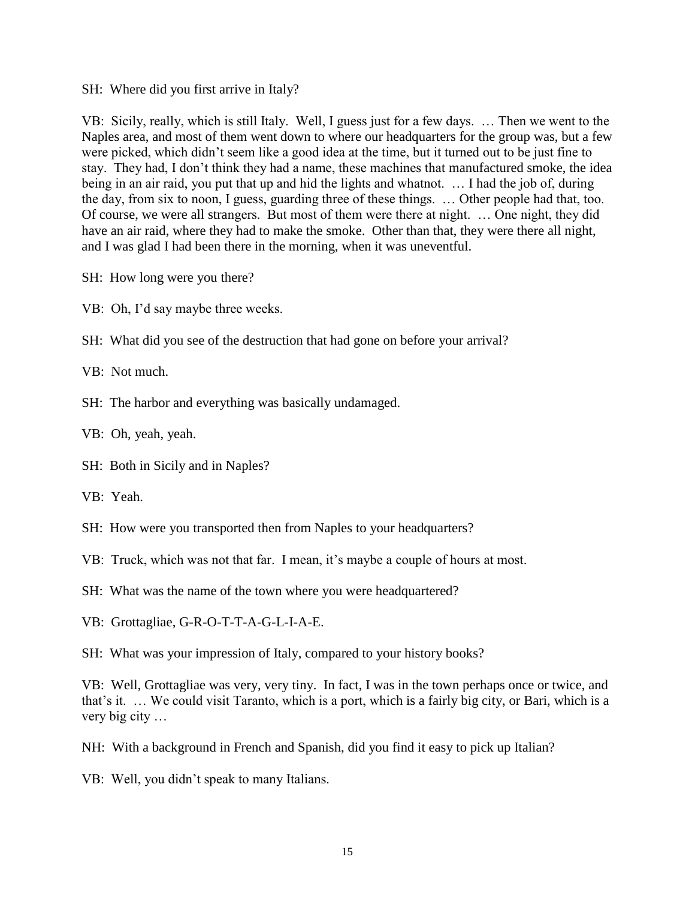SH: Where did you first arrive in Italy?

VB: Sicily, really, which is still Italy. Well, I guess just for a few days. … Then we went to the Naples area, and most of them went down to where our headquarters for the group was, but a few were picked, which didn't seem like a good idea at the time, but it turned out to be just fine to stay. They had, I don't think they had a name, these machines that manufactured smoke, the idea being in an air raid, you put that up and hid the lights and whatnot. … I had the job of, during the day, from six to noon, I guess, guarding three of these things. … Other people had that, too. Of course, we were all strangers. But most of them were there at night. … One night, they did have an air raid, where they had to make the smoke. Other than that, they were there all night, and I was glad I had been there in the morning, when it was uneventful.

SH: How long were you there?

VB: Oh, I'd say maybe three weeks.

SH: What did you see of the destruction that had gone on before your arrival?

VB: Not much.

SH: The harbor and everything was basically undamaged.

VB: Oh, yeah, yeah.

SH: Both in Sicily and in Naples?

VB: Yeah.

SH: How were you transported then from Naples to your headquarters?

VB: Truck, which was not that far. I mean, it's maybe a couple of hours at most.

SH: What was the name of the town where you were headquartered?

VB: Grottagliae, G-R-O-T-T-A-G-L-I-A-E.

SH: What was your impression of Italy, compared to your history books?

VB: Well, Grottagliae was very, very tiny. In fact, I was in the town perhaps once or twice, and that's it. … We could visit Taranto, which is a port, which is a fairly big city, or Bari, which is a very big city …

NH: With a background in French and Spanish, did you find it easy to pick up Italian?

VB: Well, you didn't speak to many Italians.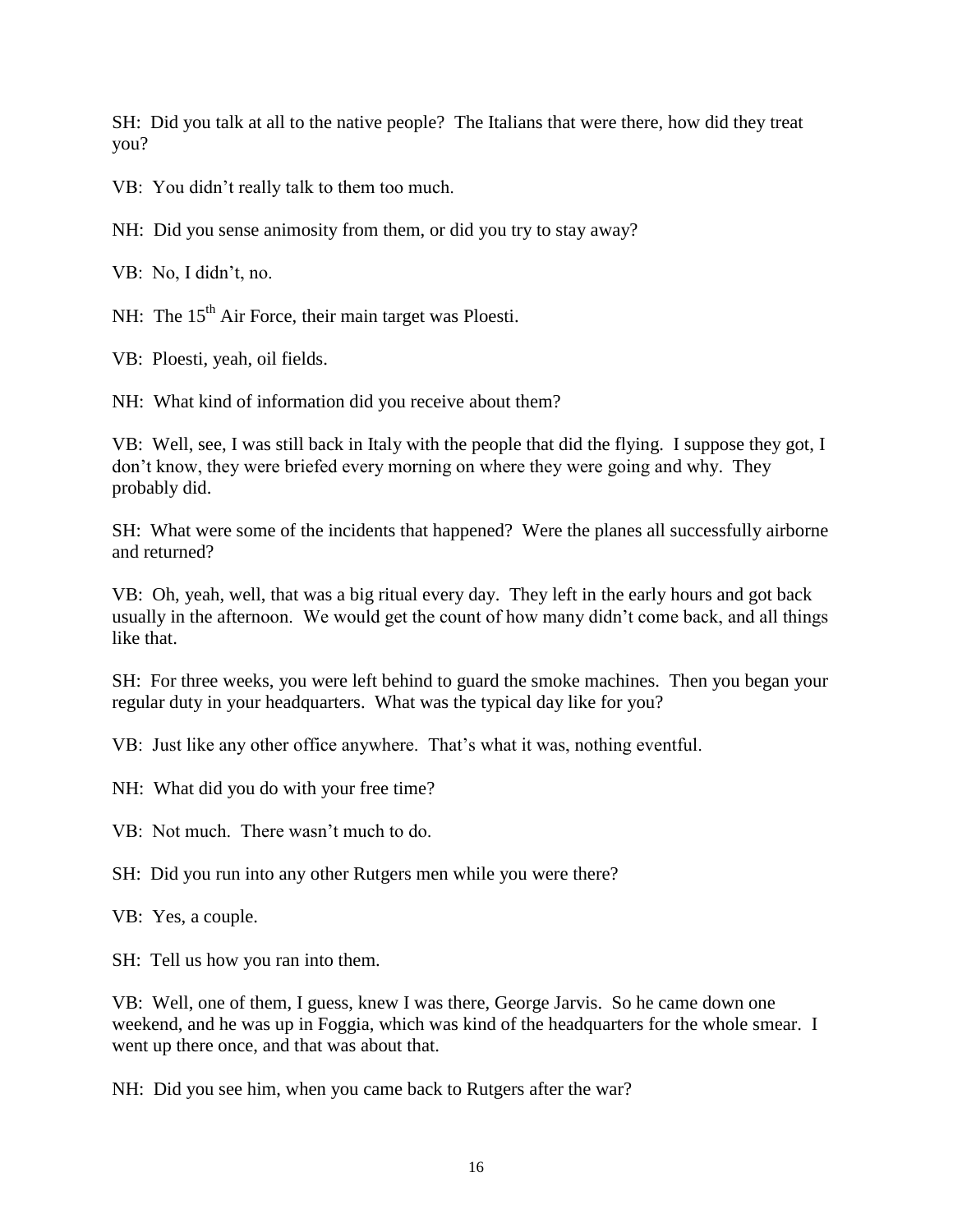SH: Did you talk at all to the native people? The Italians that were there, how did they treat you?

VB: You didn't really talk to them too much.

NH: Did you sense animosity from them, or did you try to stay away?

VB: No, I didn't, no.

NH: The 15th Air Force, their main target was Ploesti.

VB: Ploesti, yeah, oil fields.

NH: What kind of information did you receive about them?

VB: Well, see, I was still back in Italy with the people that did the flying. I suppose they got, I don't know, they were briefed every morning on where they were going and why. They probably did.

SH: What were some of the incidents that happened? Were the planes all successfully airborne and returned?

VB: Oh, yeah, well, that was a big ritual every day. They left in the early hours and got back usually in the afternoon. We would get the count of how many didn't come back, and all things like that.

SH: For three weeks, you were left behind to guard the smoke machines. Then you began your regular duty in your headquarters. What was the typical day like for you?

VB: Just like any other office anywhere. That's what it was, nothing eventful.

NH: What did you do with your free time?

VB: Not much. There wasn't much to do.

SH: Did you run into any other Rutgers men while you were there?

VB: Yes, a couple.

SH: Tell us how you ran into them.

VB: Well, one of them, I guess, knew I was there, George Jarvis. So he came down one weekend, and he was up in Foggia, which was kind of the headquarters for the whole smear. I went up there once, and that was about that.

NH: Did you see him, when you came back to Rutgers after the war?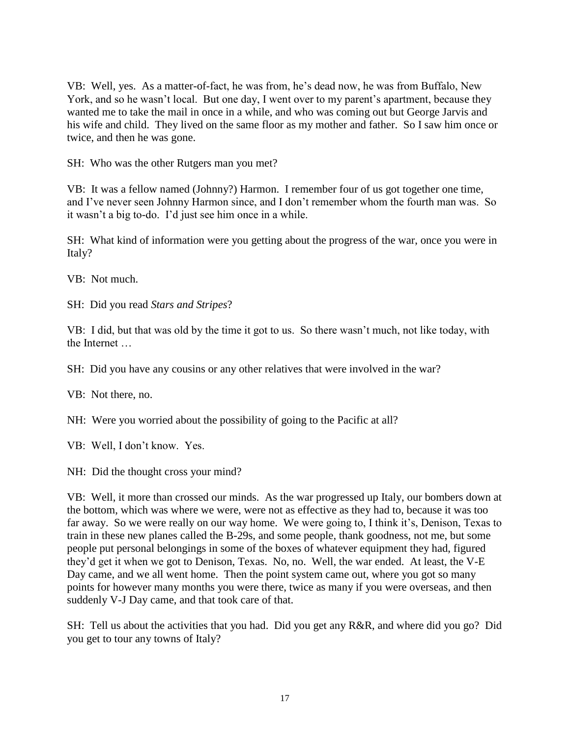VB: Well, yes. As a matter-of-fact, he was from, he's dead now, he was from Buffalo, New York, and so he wasn't local. But one day, I went over to my parent's apartment, because they wanted me to take the mail in once in a while, and who was coming out but George Jarvis and his wife and child. They lived on the same floor as my mother and father. So I saw him once or twice, and then he was gone.

SH: Who was the other Rutgers man you met?

VB: It was a fellow named (Johnny?) Harmon. I remember four of us got together one time, and I've never seen Johnny Harmon since, and I don't remember whom the fourth man was. So it wasn't a big to-do. I'd just see him once in a while.

SH: What kind of information were you getting about the progress of the war, once you were in Italy?

VB: Not much.

SH: Did you read *Stars and Stripes*?

VB: I did, but that was old by the time it got to us. So there wasn't much, not like today, with the Internet …

SH: Did you have any cousins or any other relatives that were involved in the war?

VB: Not there, no.

NH: Were you worried about the possibility of going to the Pacific at all?

VB: Well, I don't know. Yes.

NH: Did the thought cross your mind?

VB: Well, it more than crossed our minds. As the war progressed up Italy, our bombers down at the bottom, which was where we were, were not as effective as they had to, because it was too far away. So we were really on our way home. We were going to, I think it's, Denison, Texas to train in these new planes called the B-29s, and some people, thank goodness, not me, but some people put personal belongings in some of the boxes of whatever equipment they had, figured they'd get it when we got to Denison, Texas. No, no. Well, the war ended. At least, the V-E Day came, and we all went home. Then the point system came out, where you got so many points for however many months you were there, twice as many if you were overseas, and then suddenly V-J Day came, and that took care of that.

SH: Tell us about the activities that you had. Did you get any R&R, and where did you go? Did you get to tour any towns of Italy?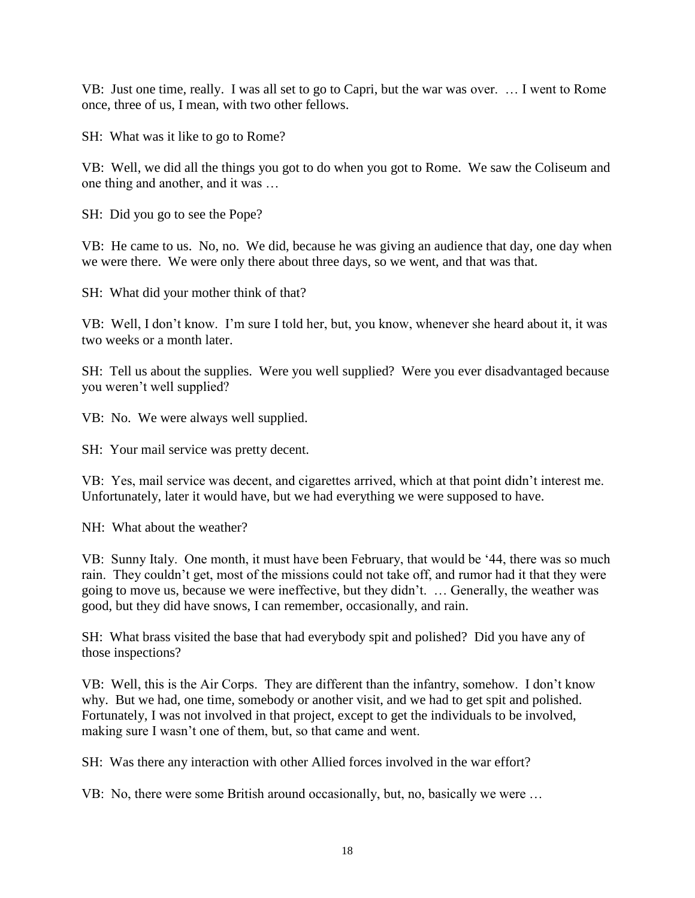VB: Just one time, really. I was all set to go to Capri, but the war was over. … I went to Rome once, three of us, I mean, with two other fellows.

SH: What was it like to go to Rome?

VB: Well, we did all the things you got to do when you got to Rome. We saw the Coliseum and one thing and another, and it was …

SH: Did you go to see the Pope?

VB: He came to us. No, no. We did, because he was giving an audience that day, one day when we were there. We were only there about three days, so we went, and that was that.

SH: What did your mother think of that?

VB: Well, I don't know. I'm sure I told her, but, you know, whenever she heard about it, it was two weeks or a month later.

SH: Tell us about the supplies. Were you well supplied? Were you ever disadvantaged because you weren't well supplied?

VB: No. We were always well supplied.

SH: Your mail service was pretty decent.

VB: Yes, mail service was decent, and cigarettes arrived, which at that point didn't interest me. Unfortunately, later it would have, but we had everything we were supposed to have.

NH: What about the weather?

VB: Sunny Italy. One month, it must have been February, that would be '44, there was so much rain. They couldn't get, most of the missions could not take off, and rumor had it that they were going to move us, because we were ineffective, but they didn't. … Generally, the weather was good, but they did have snows, I can remember, occasionally, and rain.

SH: What brass visited the base that had everybody spit and polished? Did you have any of those inspections?

VB: Well, this is the Air Corps. They are different than the infantry, somehow. I don't know why. But we had, one time, somebody or another visit, and we had to get spit and polished. Fortunately, I was not involved in that project, except to get the individuals to be involved, making sure I wasn't one of them, but, so that came and went.

SH: Was there any interaction with other Allied forces involved in the war effort?

VB: No, there were some British around occasionally, but, no, basically we were …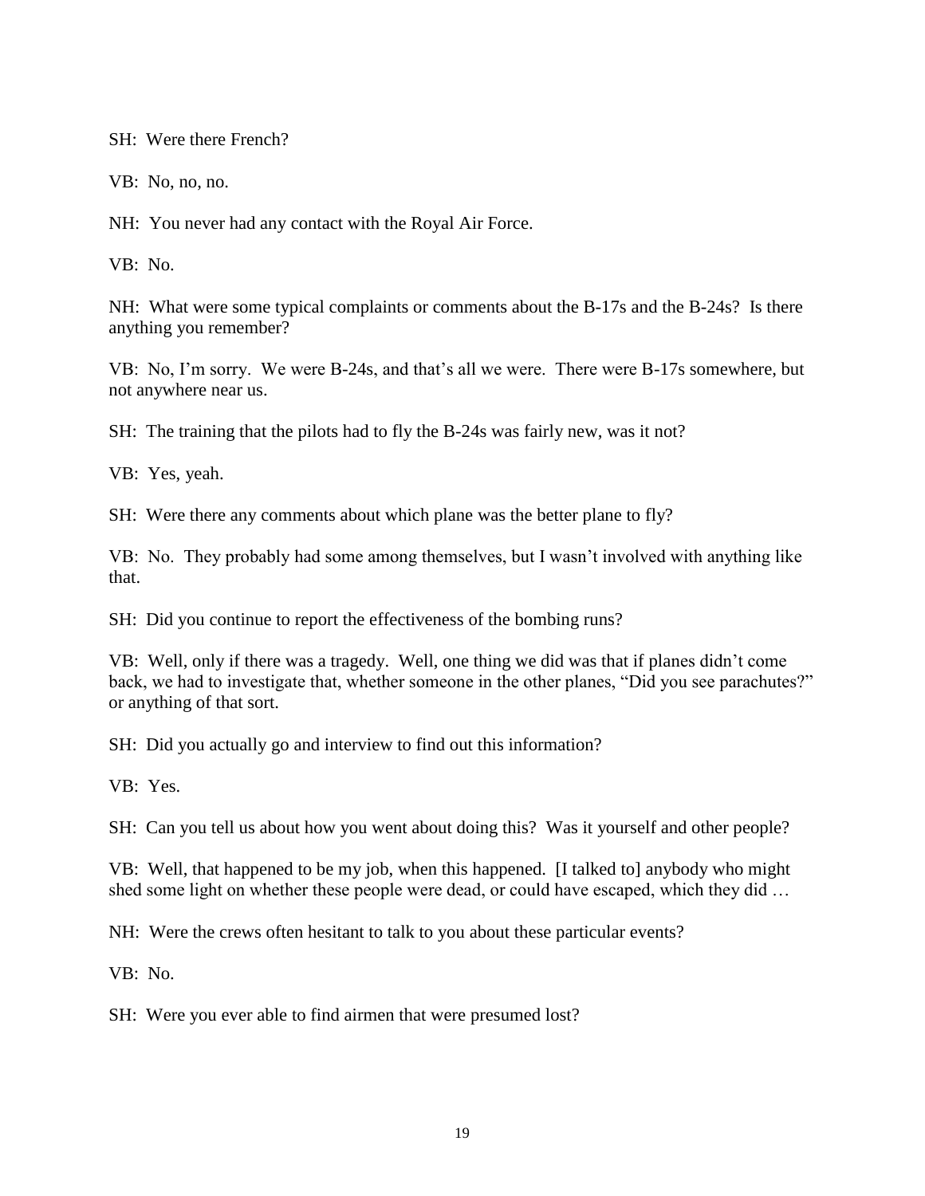SH: Were there French?

VB: No, no, no.

NH: You never had any contact with the Royal Air Force.

VB: No.

NH: What were some typical complaints or comments about the B-17s and the B-24s? Is there anything you remember?

VB: No, I'm sorry. We were B-24s, and that's all we were. There were B-17s somewhere, but not anywhere near us.

SH: The training that the pilots had to fly the B-24s was fairly new, was it not?

VB: Yes, yeah.

SH: Were there any comments about which plane was the better plane to fly?

VB: No. They probably had some among themselves, but I wasn't involved with anything like that.

SH: Did you continue to report the effectiveness of the bombing runs?

VB: Well, only if there was a tragedy. Well, one thing we did was that if planes didn't come back, we had to investigate that, whether someone in the other planes, "Did you see parachutes?" or anything of that sort.

SH: Did you actually go and interview to find out this information?

VB: Yes.

SH: Can you tell us about how you went about doing this? Was it yourself and other people?

VB: Well, that happened to be my job, when this happened. [I talked to] anybody who might shed some light on whether these people were dead, or could have escaped, which they did …

NH: Were the crews often hesitant to talk to you about these particular events?

VB: No.

SH: Were you ever able to find airmen that were presumed lost?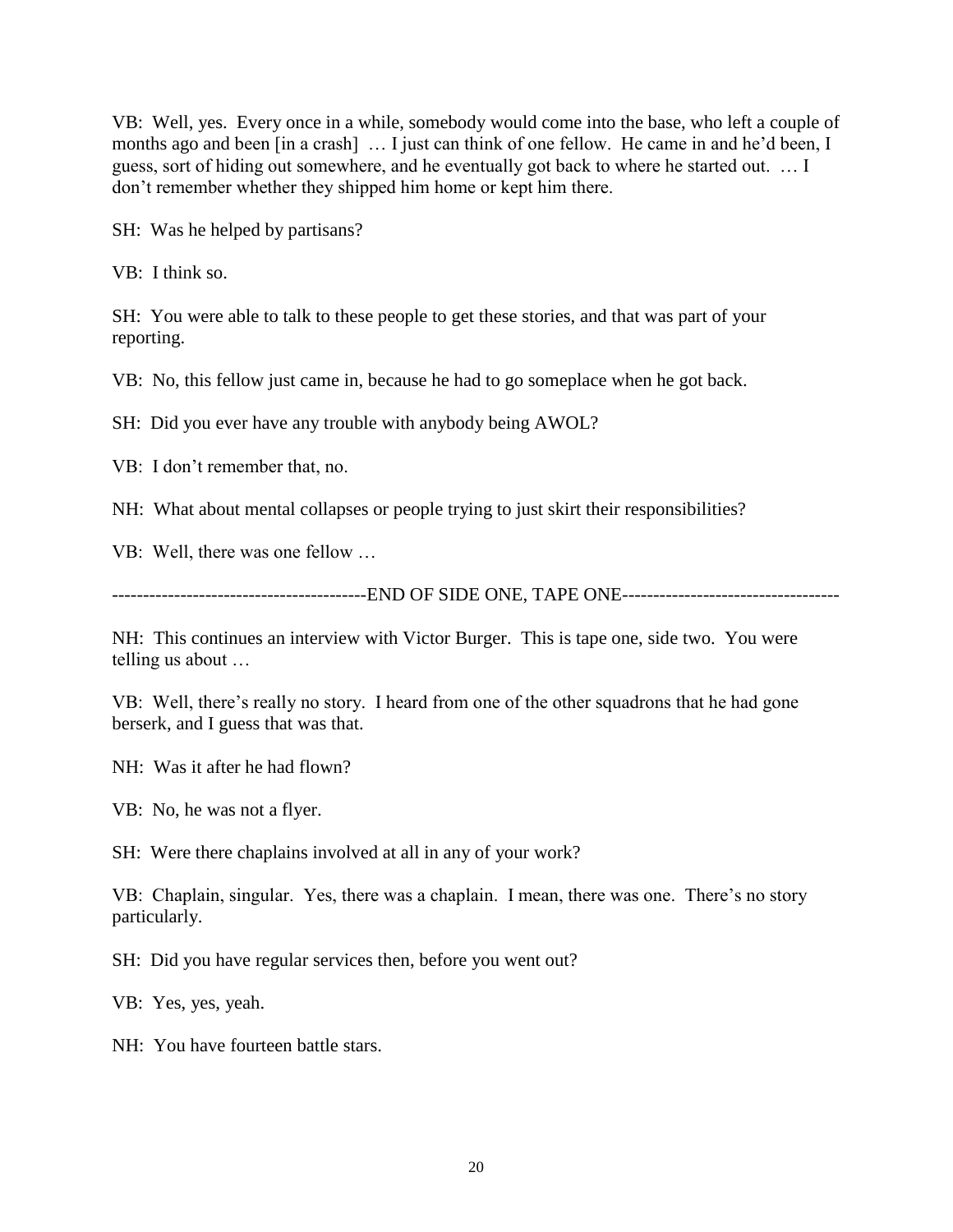VB: Well, yes. Every once in a while, somebody would come into the base, who left a couple of months ago and been [in a crash] … I just can think of one fellow. He came in and he'd been, I guess, sort of hiding out somewhere, and he eventually got back to where he started out. … I don't remember whether they shipped him home or kept him there.

SH: Was he helped by partisans?

VB: I think so.

SH: You were able to talk to these people to get these stories, and that was part of your reporting.

VB: No, this fellow just came in, because he had to go someplace when he got back.

SH: Did you ever have any trouble with anybody being AWOL?

VB: I don't remember that, no.

NH: What about mental collapses or people trying to just skirt their responsibilities?

VB: Well, there was one fellow …

----------------------------------------END OF SIDE ONE, TAPE ONE----------------------------------

NH: This continues an interview with Victor Burger. This is tape one, side two. You were telling us about …

VB: Well, there's really no story. I heard from one of the other squadrons that he had gone berserk, and I guess that was that.

NH: Was it after he had flown?

VB: No, he was not a flyer.

SH: Were there chaplains involved at all in any of your work?

VB: Chaplain, singular. Yes, there was a chaplain. I mean, there was one. There's no story particularly.

SH: Did you have regular services then, before you went out?

VB: Yes, yes, yeah.

NH: You have fourteen battle stars.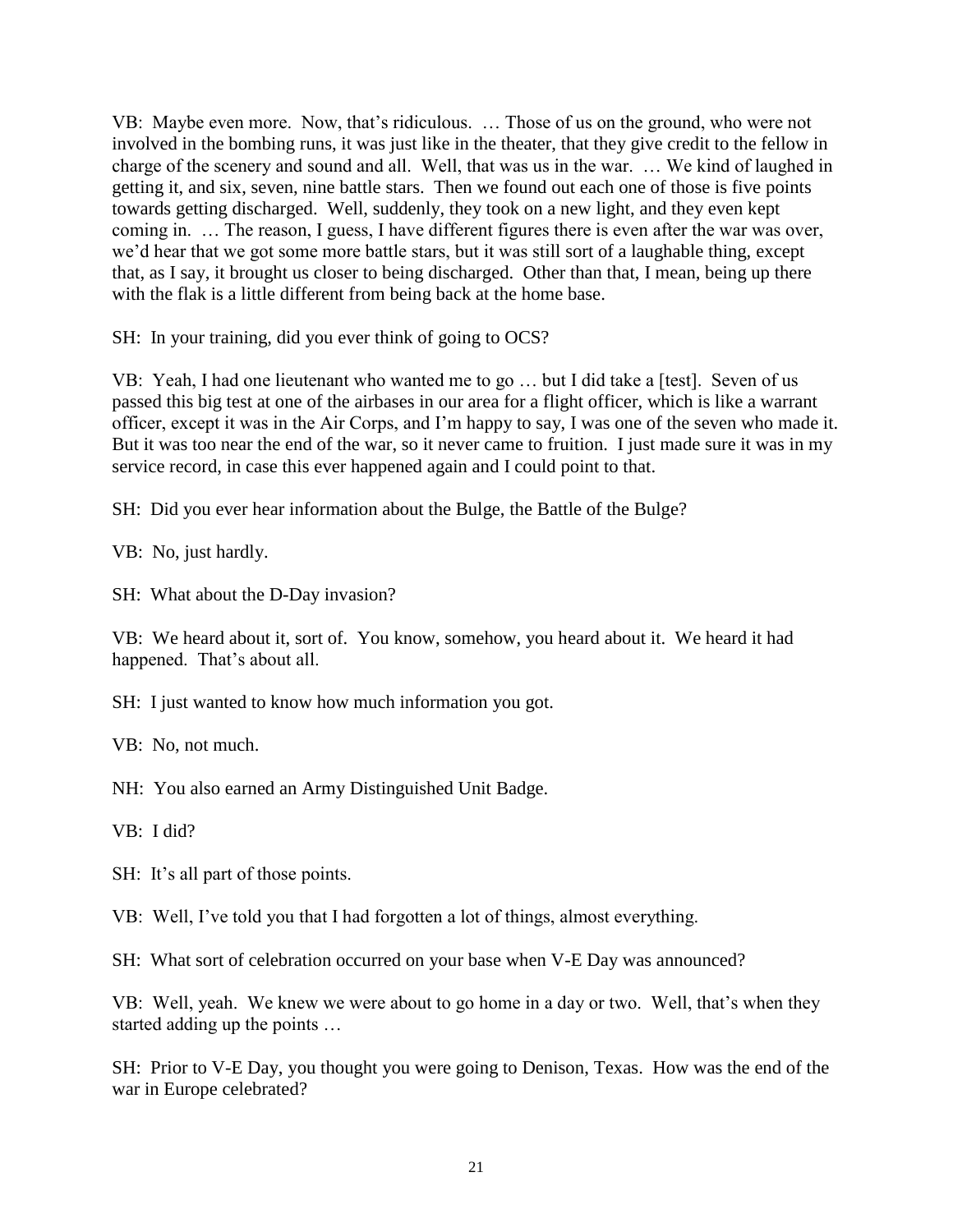VB: Maybe even more. Now, that's ridiculous. … Those of us on the ground, who were not involved in the bombing runs, it was just like in the theater, that they give credit to the fellow in charge of the scenery and sound and all. Well, that was us in the war. … We kind of laughed in getting it, and six, seven, nine battle stars. Then we found out each one of those is five points towards getting discharged. Well, suddenly, they took on a new light, and they even kept coming in. … The reason, I guess, I have different figures there is even after the war was over, we'd hear that we got some more battle stars, but it was still sort of a laughable thing, except that, as I say, it brought us closer to being discharged. Other than that, I mean, being up there with the flak is a little different from being back at the home base.

SH: In your training, did you ever think of going to OCS?

VB: Yeah, I had one lieutenant who wanted me to go … but I did take a [test]. Seven of us passed this big test at one of the airbases in our area for a flight officer, which is like a warrant officer, except it was in the Air Corps, and I'm happy to say, I was one of the seven who made it. But it was too near the end of the war, so it never came to fruition. I just made sure it was in my service record, in case this ever happened again and I could point to that.

SH: Did you ever hear information about the Bulge, the Battle of the Bulge?

VB: No, just hardly.

SH: What about the D-Day invasion?

VB: We heard about it, sort of. You know, somehow, you heard about it. We heard it had happened. That's about all.

SH: I just wanted to know how much information you got.

VB: No, not much.

NH: You also earned an Army Distinguished Unit Badge.

VB: I did?

SH: It's all part of those points.

VB: Well, I've told you that I had forgotten a lot of things, almost everything.

SH: What sort of celebration occurred on your base when V-E Day was announced?

VB: Well, yeah. We knew we were about to go home in a day or two. Well, that's when they started adding up the points …

SH: Prior to V-E Day, you thought you were going to Denison, Texas. How was the end of the war in Europe celebrated?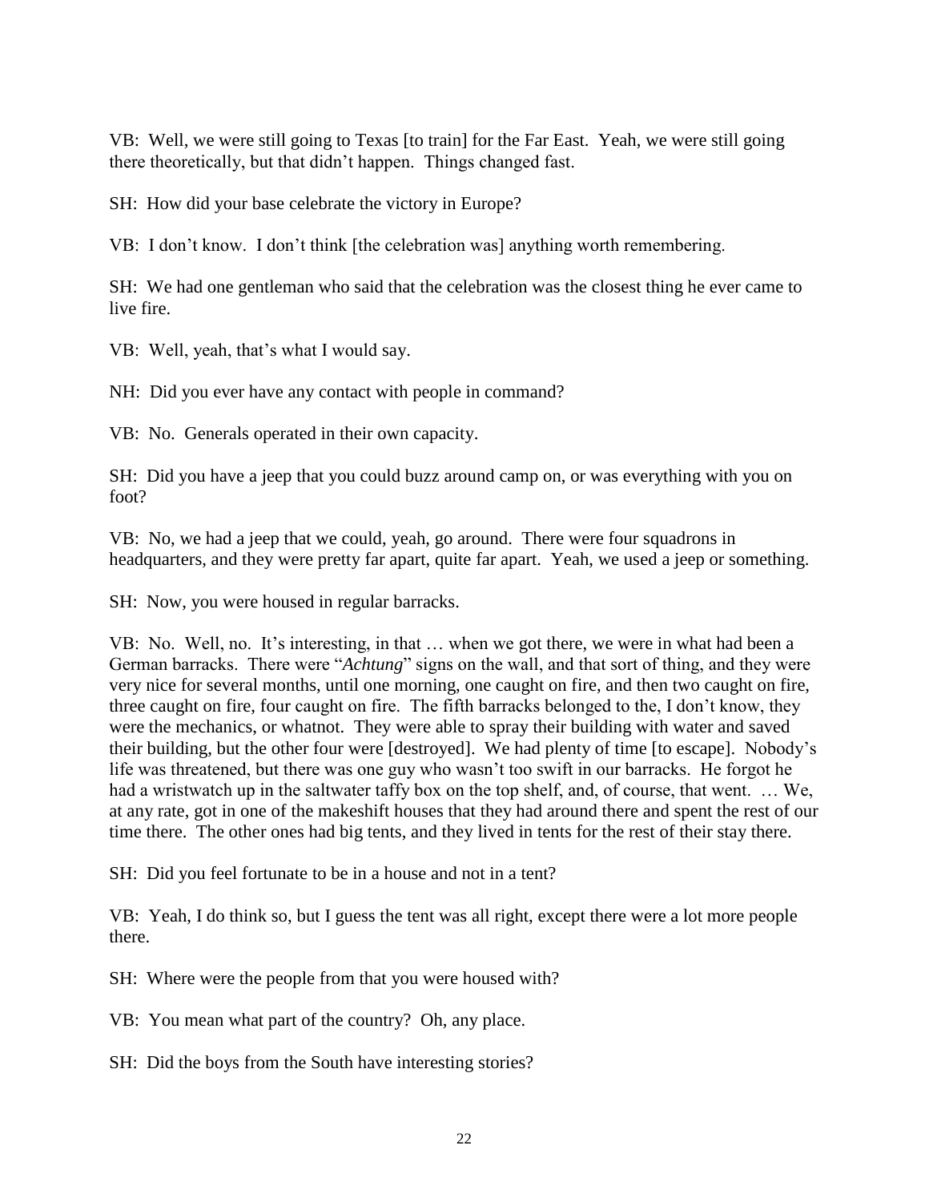VB: Well, we were still going to Texas [to train] for the Far East. Yeah, we were still going there theoretically, but that didn't happen. Things changed fast.

SH: How did your base celebrate the victory in Europe?

VB: I don't know. I don't think [the celebration was] anything worth remembering.

SH: We had one gentleman who said that the celebration was the closest thing he ever came to live fire.

VB: Well, yeah, that's what I would say.

NH: Did you ever have any contact with people in command?

VB: No. Generals operated in their own capacity.

SH: Did you have a jeep that you could buzz around camp on, or was everything with you on foot?

VB: No, we had a jeep that we could, yeah, go around. There were four squadrons in headquarters, and they were pretty far apart, quite far apart. Yeah, we used a jeep or something.

SH: Now, you were housed in regular barracks.

VB: No. Well, no. It's interesting, in that … when we got there, we were in what had been a German barracks. There were "*Achtung*" signs on the wall, and that sort of thing, and they were very nice for several months, until one morning, one caught on fire, and then two caught on fire, three caught on fire, four caught on fire. The fifth barracks belonged to the, I don't know, they were the mechanics, or whatnot. They were able to spray their building with water and saved their building, but the other four were [destroyed]. We had plenty of time [to escape]. Nobody's life was threatened, but there was one guy who wasn't too swift in our barracks. He forgot he had a wristwatch up in the saltwater taffy box on the top shelf, and, of course, that went. … We, at any rate, got in one of the makeshift houses that they had around there and spent the rest of our time there. The other ones had big tents, and they lived in tents for the rest of their stay there.

SH: Did you feel fortunate to be in a house and not in a tent?

VB: Yeah, I do think so, but I guess the tent was all right, except there were a lot more people there.

SH: Where were the people from that you were housed with?

VB: You mean what part of the country? Oh, any place.

SH: Did the boys from the South have interesting stories?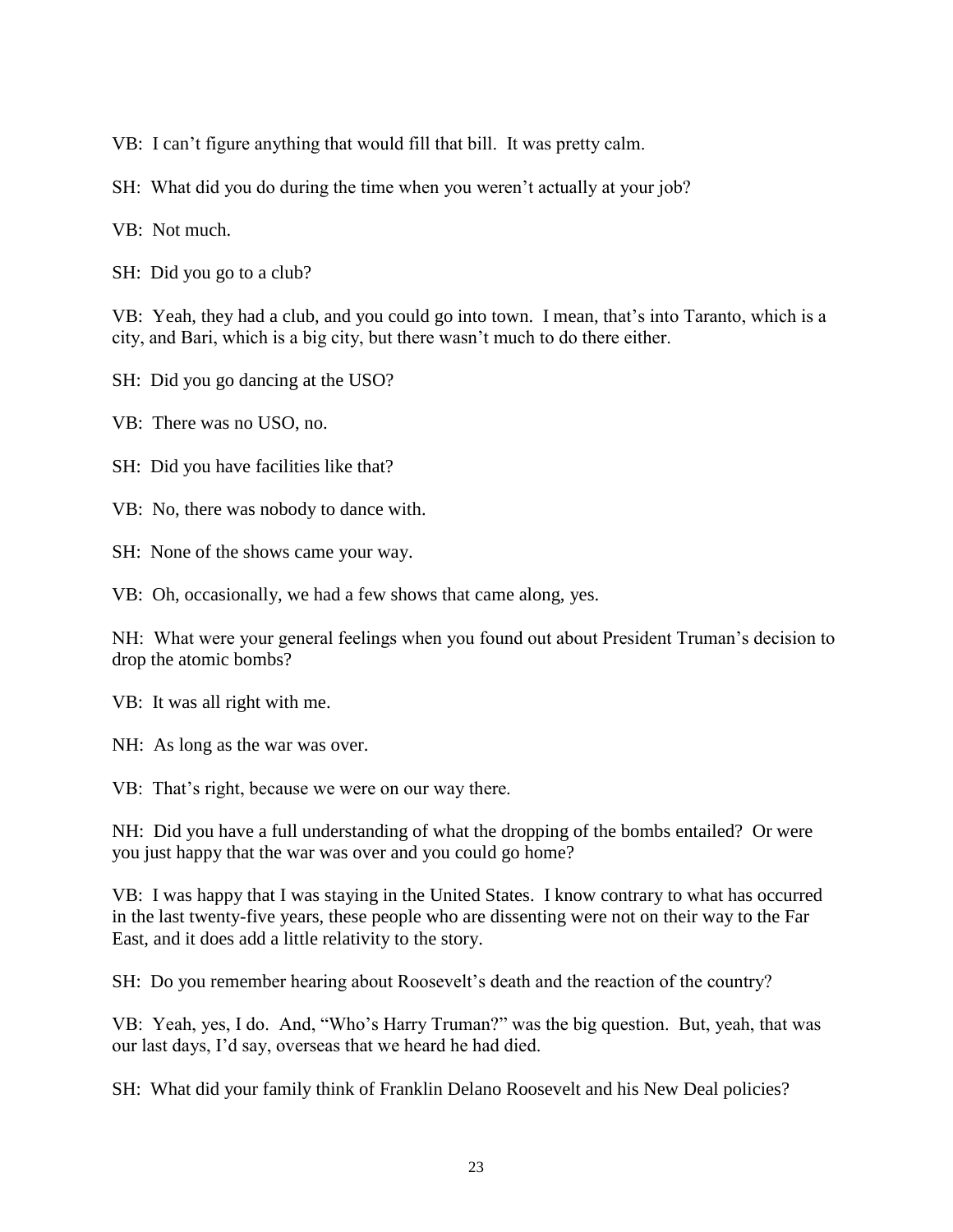VB: I can't figure anything that would fill that bill. It was pretty calm.

SH: What did you do during the time when you weren't actually at your job?

VB: Not much.

SH: Did you go to a club?

VB: Yeah, they had a club, and you could go into town. I mean, that's into Taranto, which is a city, and Bari, which is a big city, but there wasn't much to do there either.

SH: Did you go dancing at the USO?

VB: There was no USO, no.

SH: Did you have facilities like that?

VB: No, there was nobody to dance with.

SH: None of the shows came your way.

VB: Oh, occasionally, we had a few shows that came along, yes.

NH: What were your general feelings when you found out about President Truman's decision to drop the atomic bombs?

VB: It was all right with me.

NH: As long as the war was over.

VB: That's right, because we were on our way there.

NH: Did you have a full understanding of what the dropping of the bombs entailed? Or were you just happy that the war was over and you could go home?

VB: I was happy that I was staying in the United States. I know contrary to what has occurred in the last twenty-five years, these people who are dissenting were not on their way to the Far East, and it does add a little relativity to the story.

SH: Do you remember hearing about Roosevelt's death and the reaction of the country?

VB: Yeah, yes, I do. And, "Who's Harry Truman?" was the big question. But, yeah, that was our last days, I'd say, overseas that we heard he had died.

SH: What did your family think of Franklin Delano Roosevelt and his New Deal policies?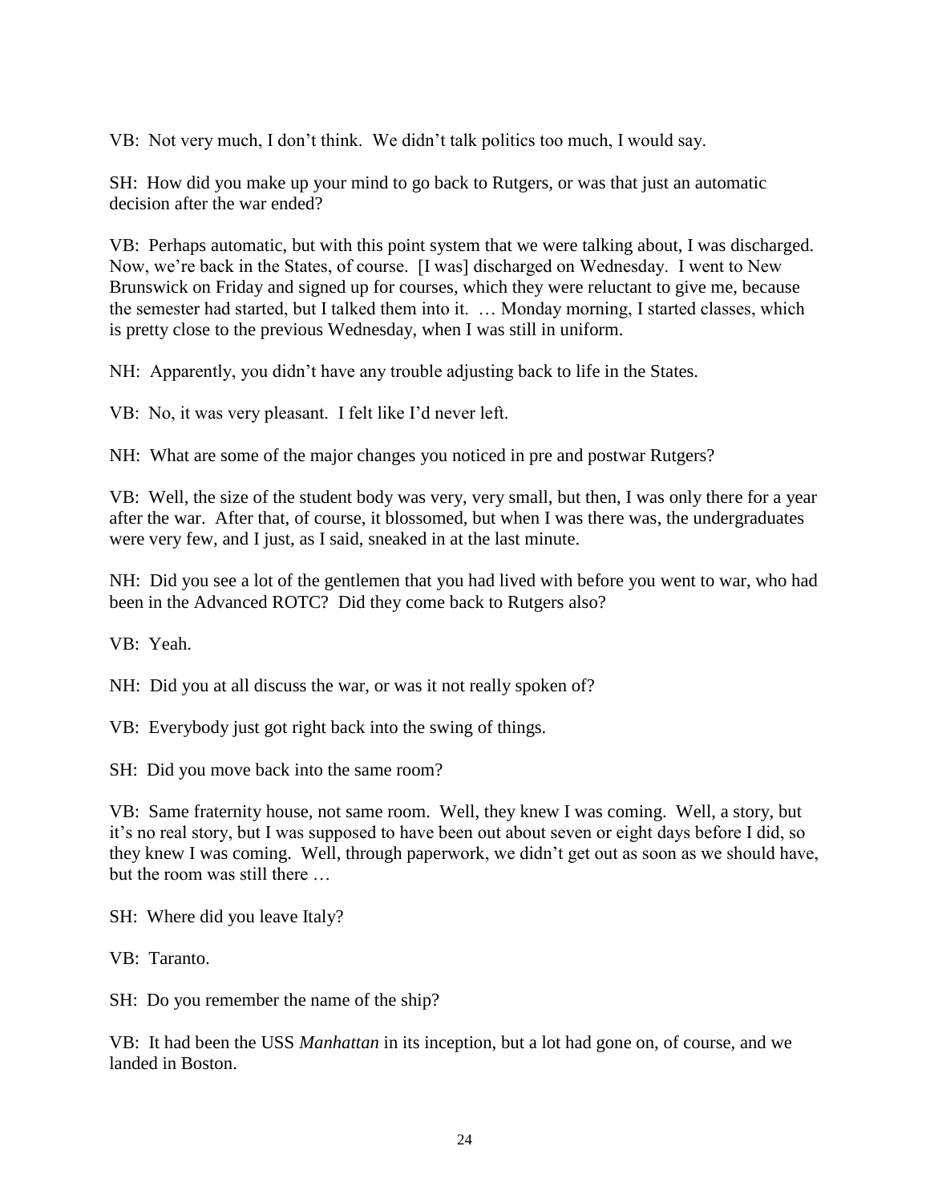VB: Not very much, I don't think. We didn't talk politics too much, I would say.

SH: How did you make up your mind to go back to Rutgers, or was that just an automatic decision after the war ended?

VB: Perhaps automatic, but with this point system that we were talking about, I was discharged. Now, we're back in the States, of course. [I was] discharged on Wednesday. I went to New Brunswick on Friday and signed up for courses, which they were reluctant to give me, because the semester had started, but I talked them into it. … Monday morning, I started classes, which is pretty close to the previous Wednesday, when I was still in uniform.

NH: Apparently, you didn't have any trouble adjusting back to life in the States.

VB: No, it was very pleasant. I felt like I'd never left.

NH: What are some of the major changes you noticed in pre and postwar Rutgers?

VB: Well, the size of the student body was very, very small, but then, I was only there for a year after the war. After that, of course, it blossomed, but when I was there was, the undergraduates were very few, and I just, as I said, sneaked in at the last minute.

NH: Did you see a lot of the gentlemen that you had lived with before you went to war, who had been in the Advanced ROTC? Did they come back to Rutgers also?

VB: Yeah.

NH: Did you at all discuss the war, or was it not really spoken of?

VB: Everybody just got right back into the swing of things.

SH: Did you move back into the same room?

VB: Same fraternity house, not same room. Well, they knew I was coming. Well, a story, but it's no real story, but I was supposed to have been out about seven or eight days before I did, so they knew I was coming. Well, through paperwork, we didn't get out as soon as we should have, but the room was still there …

SH: Where did you leave Italy?

VB: Taranto.

SH: Do you remember the name of the ship?

VB: It had been the USS *Manhattan* in its inception, but a lot had gone on, of course, and we landed in Boston.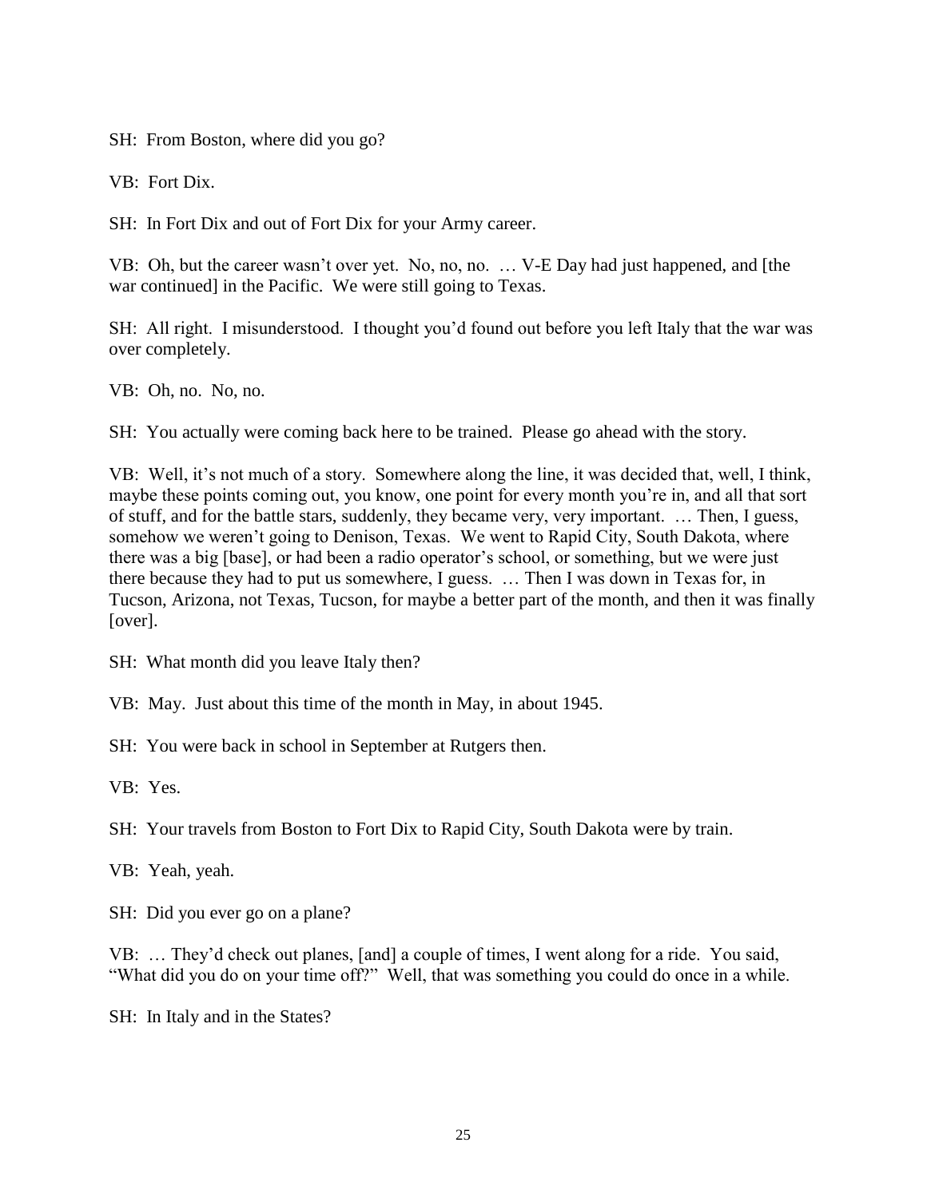SH: From Boston, where did you go?

VB: Fort Dix.

SH: In Fort Dix and out of Fort Dix for your Army career.

VB: Oh, but the career wasn't over yet. No, no, no. … V-E Day had just happened, and [the war continued] in the Pacific. We were still going to Texas.

SH: All right. I misunderstood. I thought you'd found out before you left Italy that the war was over completely.

VB: Oh, no. No, no.

SH: You actually were coming back here to be trained. Please go ahead with the story.

VB: Well, it's not much of a story. Somewhere along the line, it was decided that, well, I think, maybe these points coming out, you know, one point for every month you're in, and all that sort of stuff, and for the battle stars, suddenly, they became very, very important. … Then, I guess, somehow we weren't going to Denison, Texas. We went to Rapid City, South Dakota, where there was a big [base], or had been a radio operator's school, or something, but we were just there because they had to put us somewhere, I guess. … Then I was down in Texas for, in Tucson, Arizona, not Texas, Tucson, for maybe a better part of the month, and then it was finally [over].

SH: What month did you leave Italy then?

VB: May. Just about this time of the month in May, in about 1945.

SH: You were back in school in September at Rutgers then.

VB: Yes.

SH: Your travels from Boston to Fort Dix to Rapid City, South Dakota were by train.

VB: Yeah, yeah.

SH: Did you ever go on a plane?

VB: … They'd check out planes, [and] a couple of times, I went along for a ride. You said, "What did you do on your time off?" Well, that was something you could do once in a while.

SH: In Italy and in the States?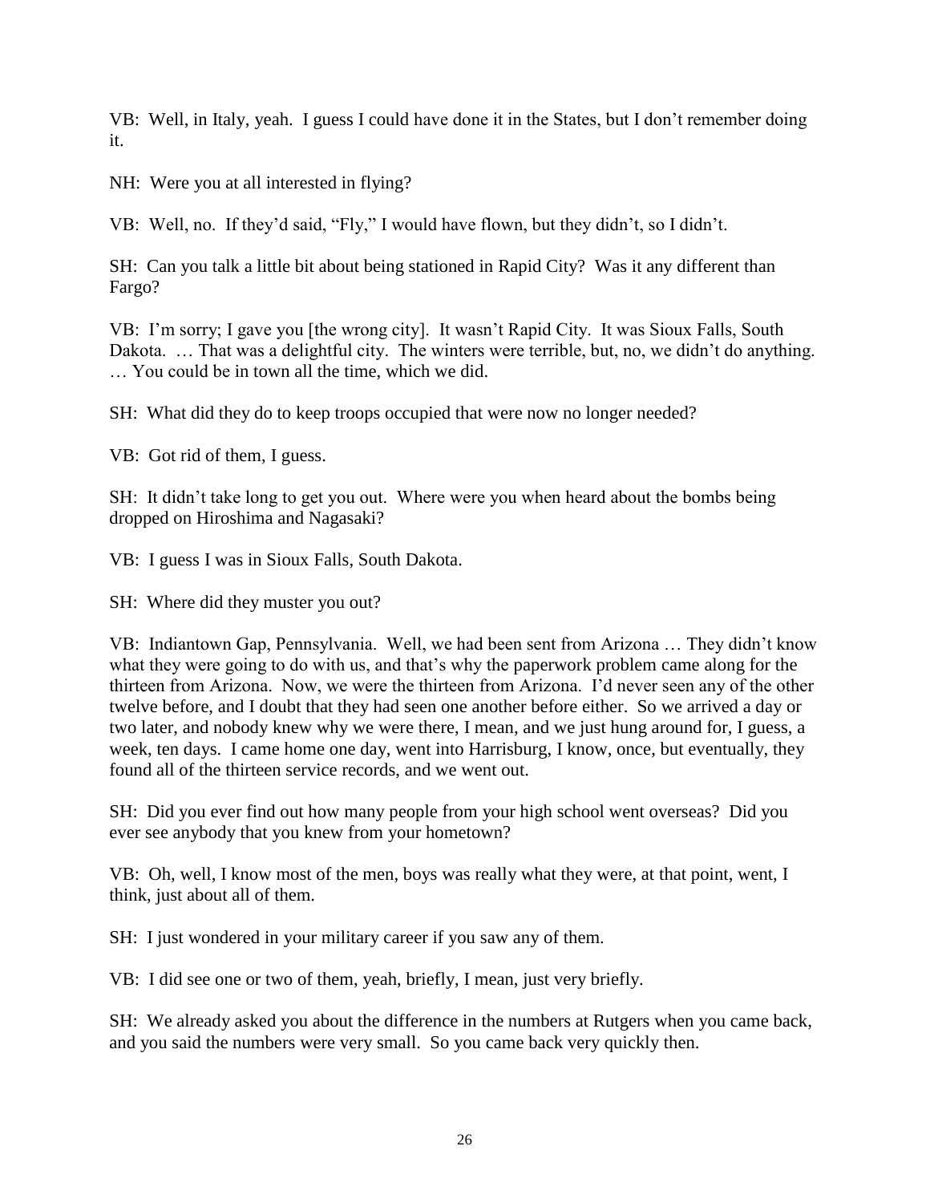VB: Well, in Italy, yeah. I guess I could have done it in the States, but I don't remember doing it.

NH: Were you at all interested in flying?

VB: Well, no. If they'd said, "Fly," I would have flown, but they didn't, so I didn't.

SH: Can you talk a little bit about being stationed in Rapid City? Was it any different than Fargo?

VB: I'm sorry; I gave you [the wrong city]. It wasn't Rapid City. It was Sioux Falls, South Dakota. … That was a delightful city. The winters were terrible, but, no, we didn't do anything. … You could be in town all the time, which we did.

SH: What did they do to keep troops occupied that were now no longer needed?

VB: Got rid of them, I guess.

SH: It didn't take long to get you out. Where were you when heard about the bombs being dropped on Hiroshima and Nagasaki?

VB: I guess I was in Sioux Falls, South Dakota.

SH: Where did they muster you out?

VB: Indiantown Gap, Pennsylvania. Well, we had been sent from Arizona … They didn't know what they were going to do with us, and that's why the paperwork problem came along for the thirteen from Arizona. Now, we were the thirteen from Arizona. I'd never seen any of the other twelve before, and I doubt that they had seen one another before either. So we arrived a day or two later, and nobody knew why we were there, I mean, and we just hung around for, I guess, a week, ten days. I came home one day, went into Harrisburg, I know, once, but eventually, they found all of the thirteen service records, and we went out.

SH: Did you ever find out how many people from your high school went overseas? Did you ever see anybody that you knew from your hometown?

VB: Oh, well, I know most of the men, boys was really what they were, at that point, went, I think, just about all of them.

SH: I just wondered in your military career if you saw any of them.

VB: I did see one or two of them, yeah, briefly, I mean, just very briefly.

SH: We already asked you about the difference in the numbers at Rutgers when you came back, and you said the numbers were very small. So you came back very quickly then.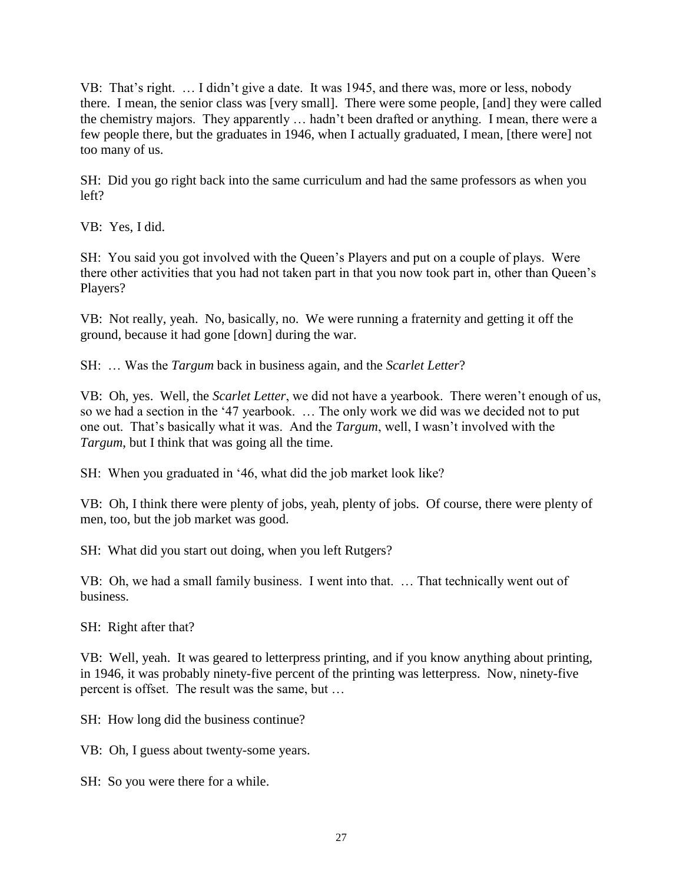VB: That's right. … I didn't give a date. It was 1945, and there was, more or less, nobody there. I mean, the senior class was [very small]. There were some people, [and] they were called the chemistry majors. They apparently … hadn't been drafted or anything. I mean, there were a few people there, but the graduates in 1946, when I actually graduated, I mean, [there were] not too many of us.

SH: Did you go right back into the same curriculum and had the same professors as when you left?

VB: Yes, I did.

SH: You said you got involved with the Queen's Players and put on a couple of plays. Were there other activities that you had not taken part in that you now took part in, other than Queen's Players?

VB: Not really, yeah. No, basically, no. We were running a fraternity and getting it off the ground, because it had gone [down] during the war.

SH: … Was the *Targum* back in business again, and the *Scarlet Letter*?

VB: Oh, yes. Well, the *Scarlet Letter*, we did not have a yearbook. There weren't enough of us, so we had a section in the '47 yearbook. … The only work we did was we decided not to put one out. That's basically what it was. And the *Targum*, well, I wasn't involved with the *Targum*, but I think that was going all the time.

SH: When you graduated in '46, what did the job market look like?

VB: Oh, I think there were plenty of jobs, yeah, plenty of jobs. Of course, there were plenty of men, too, but the job market was good.

SH: What did you start out doing, when you left Rutgers?

VB: Oh, we had a small family business. I went into that. … That technically went out of business.

SH: Right after that?

VB: Well, yeah. It was geared to letterpress printing, and if you know anything about printing, in 1946, it was probably ninety-five percent of the printing was letterpress. Now, ninety-five percent is offset. The result was the same, but …

SH: How long did the business continue?

VB: Oh, I guess about twenty-some years.

SH: So you were there for a while.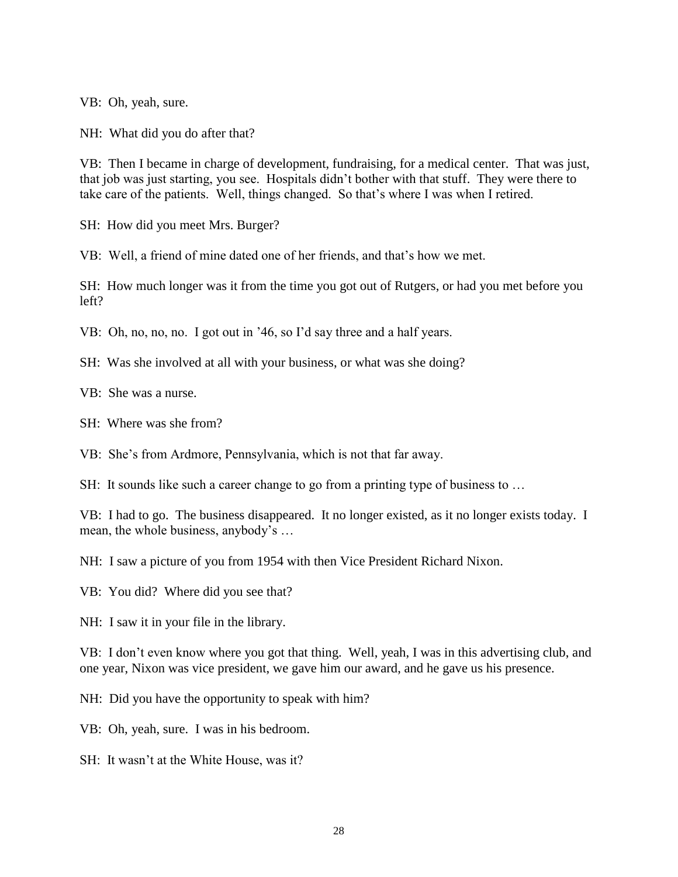VB: Oh, yeah, sure.

NH: What did you do after that?

VB: Then I became in charge of development, fundraising, for a medical center. That was just, that job was just starting, you see. Hospitals didn't bother with that stuff. They were there to take care of the patients. Well, things changed. So that's where I was when I retired.

SH: How did you meet Mrs. Burger?

VB: Well, a friend of mine dated one of her friends, and that's how we met.

SH: How much longer was it from the time you got out of Rutgers, or had you met before you left?

VB: Oh, no, no, no. I got out in '46, so I'd say three and a half years.

SH: Was she involved at all with your business, or what was she doing?

VB: She was a nurse.

SH: Where was she from?

VB: She's from Ardmore, Pennsylvania, which is not that far away.

SH: It sounds like such a career change to go from a printing type of business to …

VB: I had to go. The business disappeared. It no longer existed, as it no longer exists today. I mean, the whole business, anybody's …

NH: I saw a picture of you from 1954 with then Vice President Richard Nixon.

VB: You did? Where did you see that?

NH: I saw it in your file in the library.

VB: I don't even know where you got that thing. Well, yeah, I was in this advertising club, and one year, Nixon was vice president, we gave him our award, and he gave us his presence.

NH: Did you have the opportunity to speak with him?

VB: Oh, yeah, sure. I was in his bedroom.

SH: It wasn't at the White House, was it?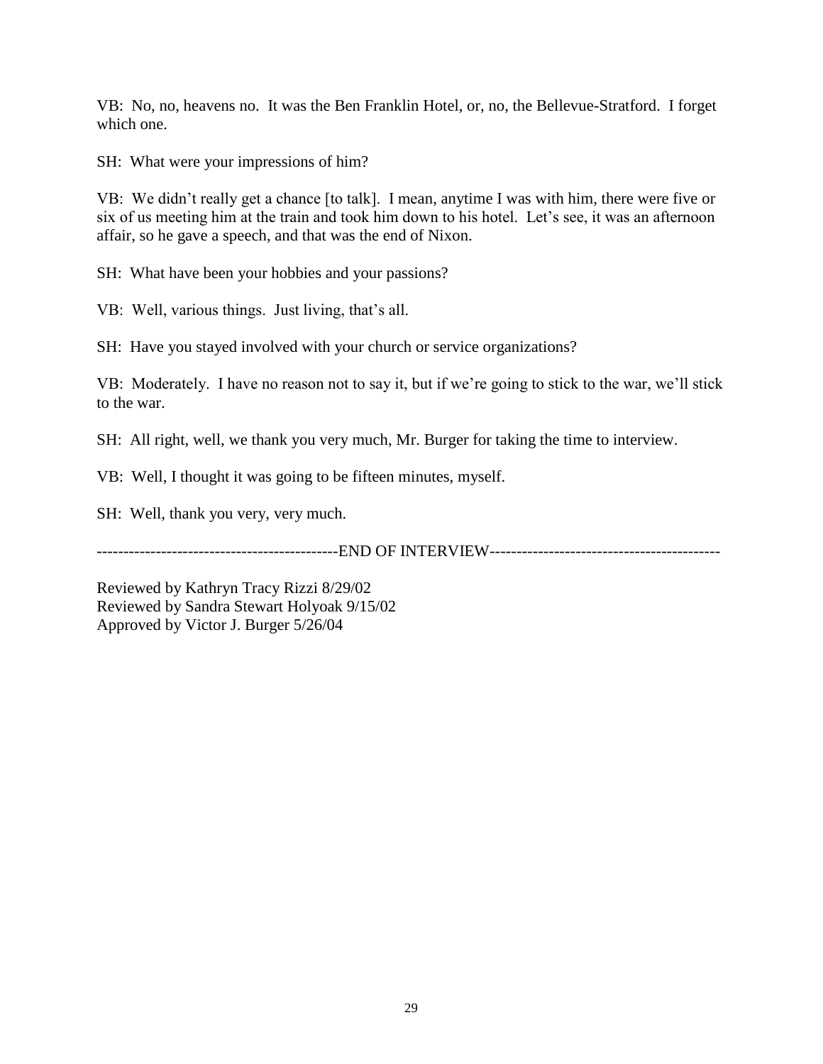VB: No, no, heavens no. It was the Ben Franklin Hotel, or, no, the Bellevue-Stratford. I forget which one.

SH: What were your impressions of him?

VB: We didn't really get a chance [to talk]. I mean, anytime I was with him, there were five or six of us meeting him at the train and took him down to his hotel. Let's see, it was an afternoon affair, so he gave a speech, and that was the end of Nixon.

SH: What have been your hobbies and your passions?

VB: Well, various things. Just living, that's all.

SH: Have you stayed involved with your church or service organizations?

VB: Moderately. I have no reason not to say it, but if we're going to stick to the war, we'll stick to the war.

SH: All right, well, we thank you very much, Mr. Burger for taking the time to interview.

VB: Well, I thought it was going to be fifteen minutes, myself.

SH: Well, thank you very, very much.

--------------------------------------------END OF INTERVIEW-------------------------------------------

Reviewed by Kathryn Tracy Rizzi 8/29/02
Reviewed by Sandra Stewart Holyoak 9/15/02
Approved by Victor J. Burger 5/26/04